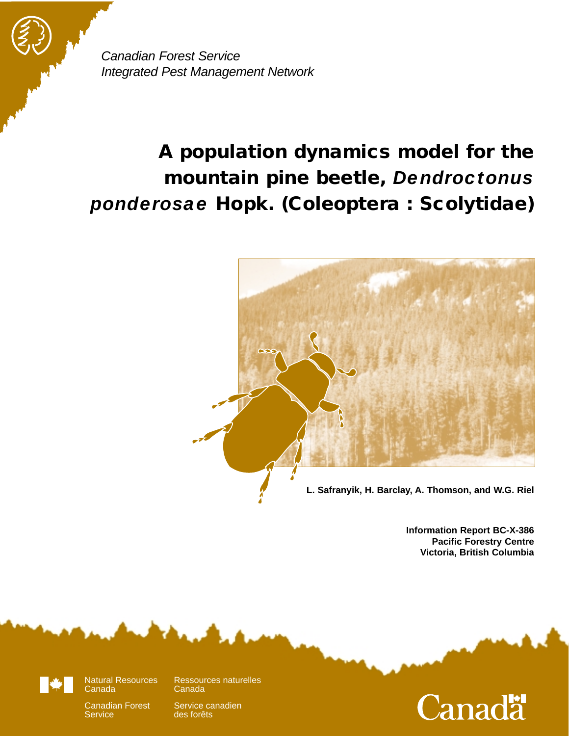*Canadian Forest Service*
*Integrated Pest Management Network*

# A population dynamics model for the mountain pine beetle, *Dendroctonus ponderosae* Hopk. (Coleoptera : Scolytidae)

**L. Safranyik, H. Barclay, A. Thomson, and W.G. Riel**

**Information Report BC-X-386**
**Pacific Forestry Centre**
**Victoria, British Columbia**

Natural Resources Canada / Ressources naturelles Canada

Canadian Forest Service / Service canadien des forêts

Canada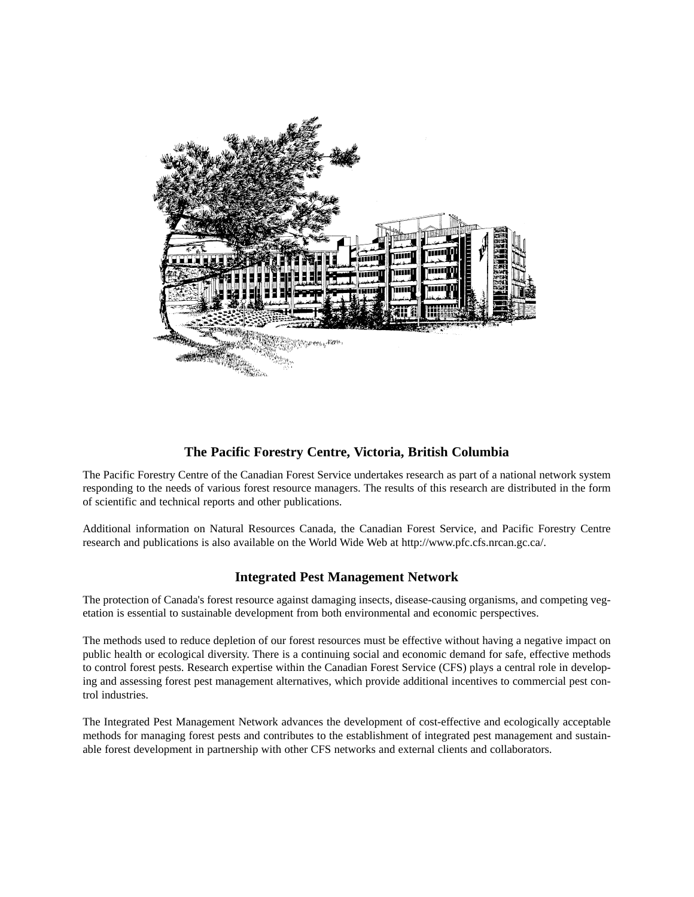## The Pacific Forestry Centre, Victoria, British Columbia

The Pacific Forestry Centre of the Canadian Forest Service undertakes research as part of a national network system responding to the needs of various forest resource managers. The results of this research are distributed in the form of scientific and technical reports and other publications.

Additional information on Natural Resources Canada, the Canadian Forest Service, and Pacific Forestry Centre research and publications is also available on the World Wide Web at http://www.pfc.cfs.nrcan.gc.ca/.

## Integrated Pest Management Network

The protection of Canada's forest resource against damaging insects, disease-causing organisms, and competing vegetation is essential to sustainable development from both environmental and economic perspectives.

The methods used to reduce depletion of our forest resources must be effective without having a negative impact on public health or ecological diversity. There is a continuing social and economic demand for safe, effective methods to control forest pests. Research expertise within the Canadian Forest Service (CFS) plays a central role in developing and assessing forest pest management alternatives, which provide additional incentives to commercial pest control industries.

The Integrated Pest Management Network advances the development of cost-effective and ecologically acceptable methods for managing forest pests and contributes to the establishment of integrated pest management and sustainable forest development in partnership with other CFS networks and external clients and collaborators.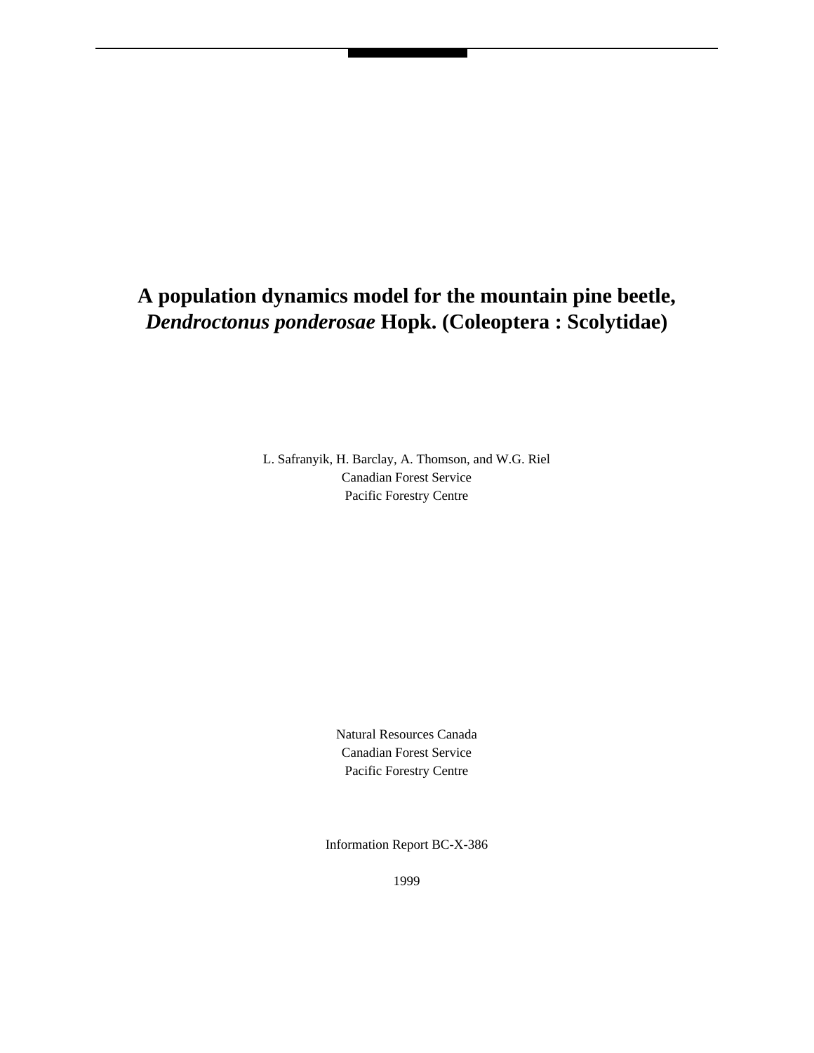# A population dynamics model for the mountain pine beetle, *Dendroctonus ponderosae* Hopk. (Coleoptera : Scolytidae)

L. Safranyik, H. Barclay, A. Thomson, and W.G. Riel
Canadian Forest Service
Pacific Forestry Centre

Natural Resources Canada
Canadian Forest Service
Pacific Forestry Centre

Information Report BC-X-386

1999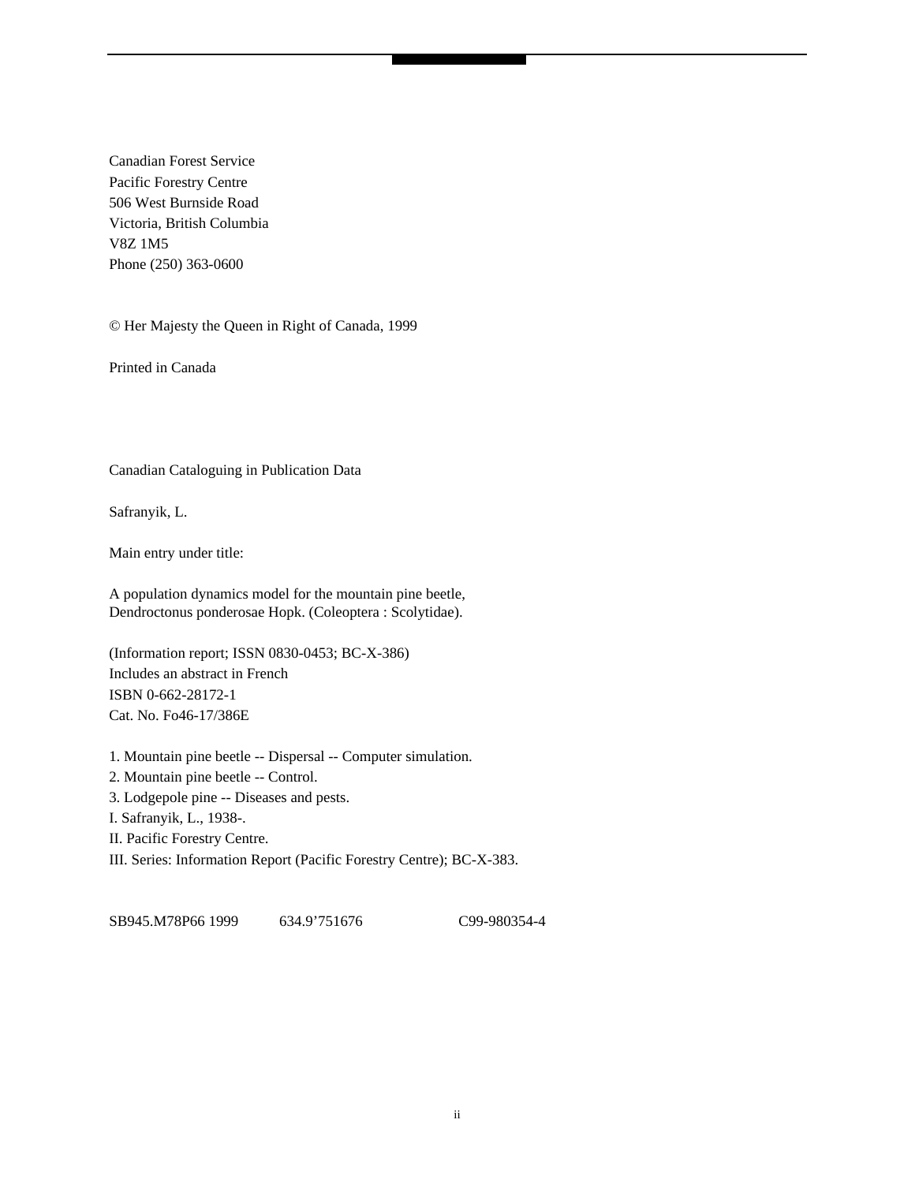Canadian Forest Service
Pacific Forestry Centre
506 West Burnside Road
Victoria, British Columbia
V8Z 1M5
Phone (250) 363-0600

© Her Majesty the Queen in Right of Canada, 1999

Printed in Canada

Canadian Cataloguing in Publication Data

Safranyik, L.

Main entry under title:

A population dynamics model for the mountain pine beetle, Dendroctonus ponderosae Hopk. (Coleoptera : Scolytidae).

(Information report; ISSN 0830-0453; BC-X-386)
Includes an abstract in French
ISBN 0-662-28172-1
Cat. No. Fo46-17/386E

1. Mountain pine beetle -- Dispersal -- Computer simulation.
2. Mountain pine beetle -- Control.
3. Lodgepole pine -- Diseases and pests.
I. Safranyik, L., 1938-.
II. Pacific Forestry Centre.
III. Series: Information Report (Pacific Forestry Centre); BC-X-383.

SB945.M78P66 1999 634.9’751676 C99-980354-4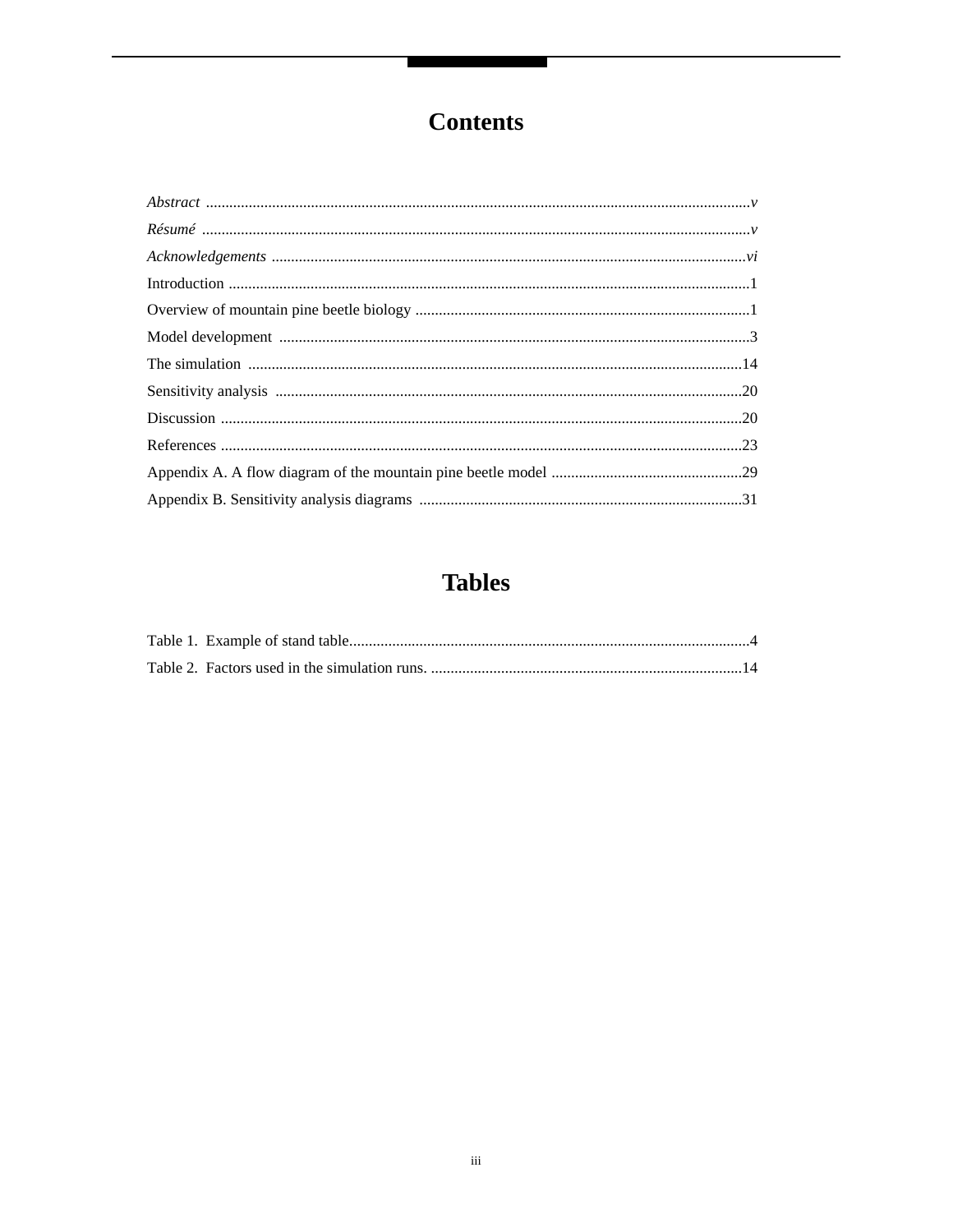# Contents

*Abstract* .......................................................................................................................................*v*

*Résumé* ..........................................................................................................................................*v*

*Acknowledgements* ......................................................................................................................*vi*

Introduction ......................................................................................................................................1

Overview of mountain pine beetle biology ......................................................................................1

Model development ..........................................................................................................................3

The simulation ...............................................................................................................................14

Sensitivity analysis ........................................................................................................................20

Discussion ......................................................................................................................................20

References ......................................................................................................................................23

Appendix A. A flow diagram of the mountain pine beetle model ..................................................29

Appendix B. Sensitivity analysis diagrams ....................................................................................31

# Tables

Table 1. Example of stand table.......................................................................................................4

Table 2. Factors used in the simulation runs. .................................................................................14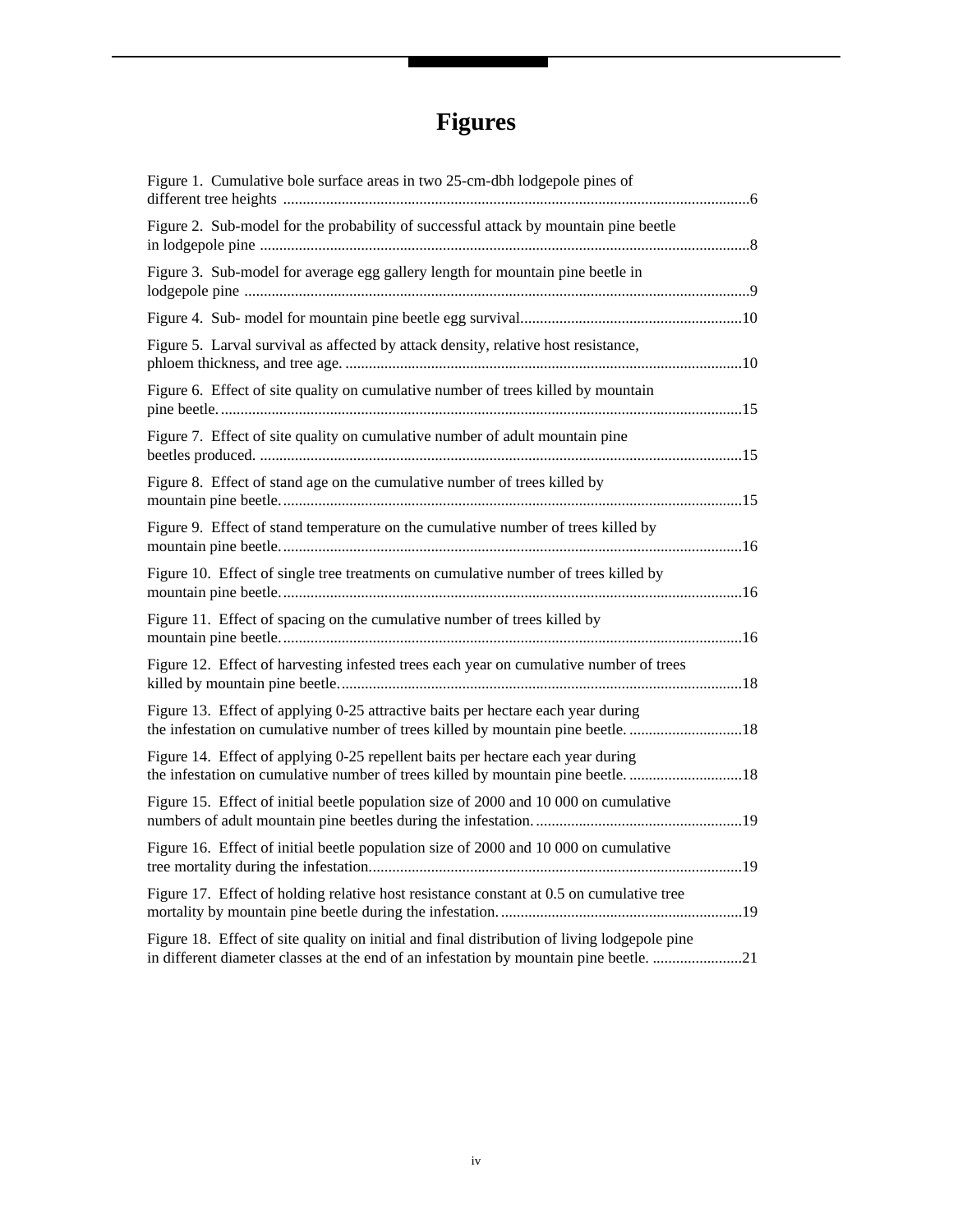# Figures

Figure 1. Cumulative bole surface areas in two 25-cm-dbh lodgepole pines of different tree heights ........................................................................................................................6

Figure 2. Sub-model for the probability of successful attack by mountain pine beetle in lodgepole pine ..............................................................................................................................8

Figure 3. Sub-model for average egg gallery length for mountain pine beetle in lodgepole pine ..................................................................................................................................9

Figure 4. Sub- model for mountain pine beetle egg survival.........................................................10

Figure 5. Larval survival as affected by attack density, relative host resistance, phloem thickness, and tree age. ......................................................................................................10

Figure 6. Effect of site quality on cumulative number of trees killed by mountain pine beetle.......................................................................................................................................15

Figure 7. Effect of site quality on cumulative number of adult mountain pine beetles produced. ............................................................................................................................15

Figure 8. Effect of stand age on the cumulative number of trees killed by mountain pine beetle.......................................................................................................................15

Figure 9. Effect of stand temperature on the cumulative number of trees killed by mountain pine beetle.......................................................................................................................16

Figure 10. Effect of single tree treatments on cumulative number of trees killed by mountain pine beetle.......................................................................................................................16

Figure 11. Effect of spacing on the cumulative number of trees killed by mountain pine beetle.......................................................................................................................16

Figure 12. Effect of harvesting infested trees each year on cumulative number of trees killed by mountain pine beetle........................................................................................................18

Figure 13. Effect of applying 0-25 attractive baits per hectare each year during the infestation on cumulative number of trees killed by mountain pine beetle. .............................18

Figure 14. Effect of applying 0-25 repellent baits per hectare each year during the infestation on cumulative number of trees killed by mountain pine beetle. .............................18

Figure 15. Effect of initial beetle population size of 2000 and 10 000 on cumulative numbers of adult mountain pine beetles during the infestation. .....................................................19

Figure 16. Effect of initial beetle population size of 2000 and 10 000 on cumulative tree mortality during the infestation................................................................................................19

Figure 17. Effect of holding relative host resistance constant at 0.5 on cumulative tree mortality by mountain pine beetle during the infestation. ..............................................................19

Figure 18. Effect of site quality on initial and final distribution of living lodgepole pine in different diameter classes at the end of an infestation by mountain pine beetle. .......................21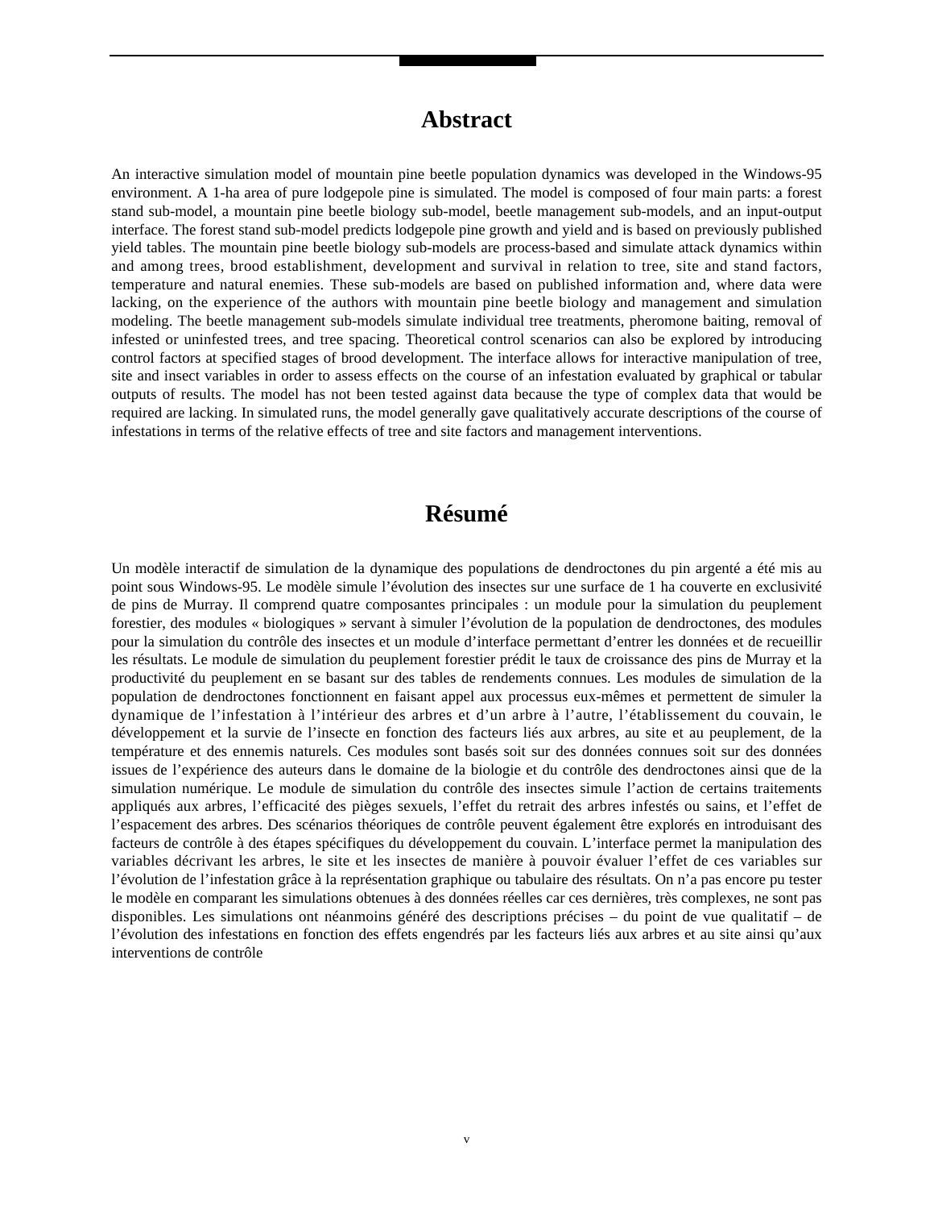# Abstract

An interactive simulation model of mountain pine beetle population dynamics was developed in the Windows-95 environment. A 1-ha area of pure lodgepole pine is simulated. The model is composed of four main parts: a forest stand sub-model, a mountain pine beetle biology sub-model, beetle management sub-models, and an input-output interface. The forest stand sub-model predicts lodgepole pine growth and yield and is based on previously published yield tables. The mountain pine beetle biology sub-models are process-based and simulate attack dynamics within and among trees, brood establishment, development and survival in relation to tree, site and stand factors, temperature and natural enemies. These sub-models are based on published information and, where data were lacking, on the experience of the authors with mountain pine beetle biology and management and simulation modeling. The beetle management sub-models simulate individual tree treatments, pheromone baiting, removal of infested or uninfested trees, and tree spacing. Theoretical control scenarios can also be explored by introducing control factors at specified stages of brood development. The interface allows for interactive manipulation of tree, site and insect variables in order to assess effects on the course of an infestation evaluated by graphical or tabular outputs of results. The model has not been tested against data because the type of complex data that would be required are lacking. In simulated runs, the model generally gave qualitatively accurate descriptions of the course of infestations in terms of the relative effects of tree and site factors and management interventions.

# Résumé

Un modèle interactif de simulation de la dynamique des populations de dendroctones du pin argenté a été mis au point sous Windows-95. Le modèle simule l'évolution des insectes sur une surface de 1 ha couverte en exclusivité de pins de Murray. Il comprend quatre composantes principales : un module pour la simulation du peuplement forestier, des modules « biologiques » servant à simuler l'évolution de la population de dendroctones, des modules pour la simulation du contrôle des insectes et un module d'interface permettant d'entrer les données et de recueillir les résultats. Le module de simulation du peuplement forestier prédit le taux de croissance des pins de Murray et la productivité du peuplement en se basant sur des tables de rendements connues. Les modules de simulation de la population de dendroctones fonctionnent en faisant appel aux processus eux-mêmes et permettent de simuler la dynamique de l'infestation à l'intérieur des arbres et d'un arbre à l'autre, l'établissement du couvain, le développement et la survie de l'insecte en fonction des facteurs liés aux arbres, au site et au peuplement, de la température et des ennemis naturels. Ces modules sont basés soit sur des données connues soit sur des données issues de l'expérience des auteurs dans le domaine de la biologie et du contrôle des dendroctones ainsi que de la simulation numérique. Le module de simulation du contrôle des insectes simule l'action de certains traitements appliqués aux arbres, l'efficacité des pièges sexuels, l'effet du retrait des arbres infestés ou sains, et l'effet de l'espacement des arbres. Des scénarios théoriques de contrôle peuvent également être explorés en introduisant des facteurs de contrôle à des étapes spécifiques du développement du couvain. L'interface permet la manipulation des variables décrivant les arbres, le site et les insectes de manière à pouvoir évaluer l'effet de ces variables sur l'évolution de l'infestation grâce à la représentation graphique ou tabulaire des résultats. On n'a pas encore pu tester le modèle en comparant les simulations obtenues à des données réelles car ces dernières, très complexes, ne sont pas disponibles. Les simulations ont néanmoins généré des descriptions précises – du point de vue qualitatif – de l'évolution des infestations en fonction des effets engendrés par les facteurs liés aux arbres et au site ainsi qu'aux interventions de contrôle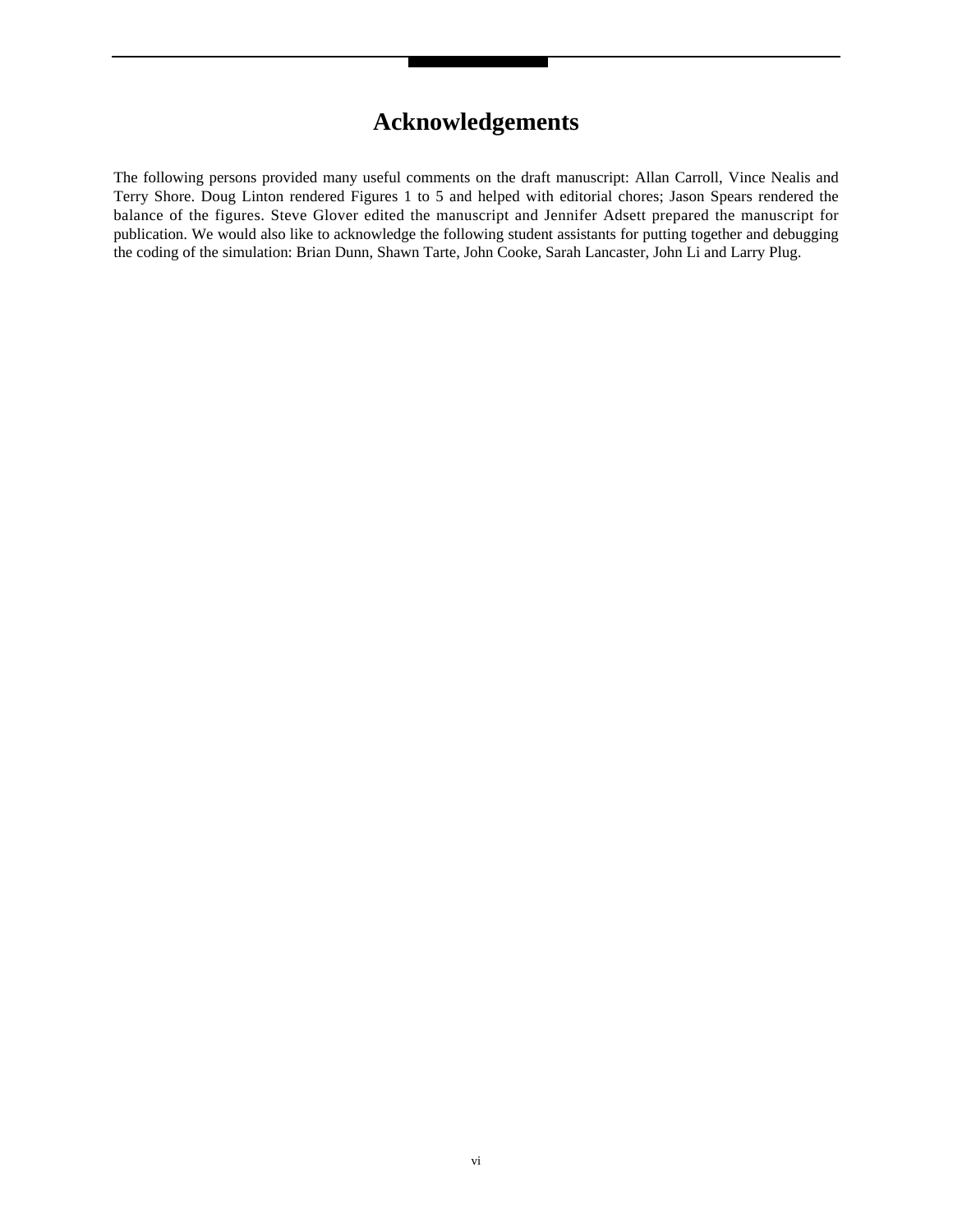# Acknowledgements

The following persons provided many useful comments on the draft manuscript: Allan Carroll, Vince Nealis and Terry Shore. Doug Linton rendered Figures 1 to 5 and helped with editorial chores; Jason Spears rendered the balance of the figures. Steve Glover edited the manuscript and Jennifer Adsett prepared the manuscript for publication. We would also like to acknowledge the following student assistants for putting together and debugging the coding of the simulation: Brian Dunn, Shawn Tarte, John Cooke, Sarah Lancaster, John Li and Larry Plug.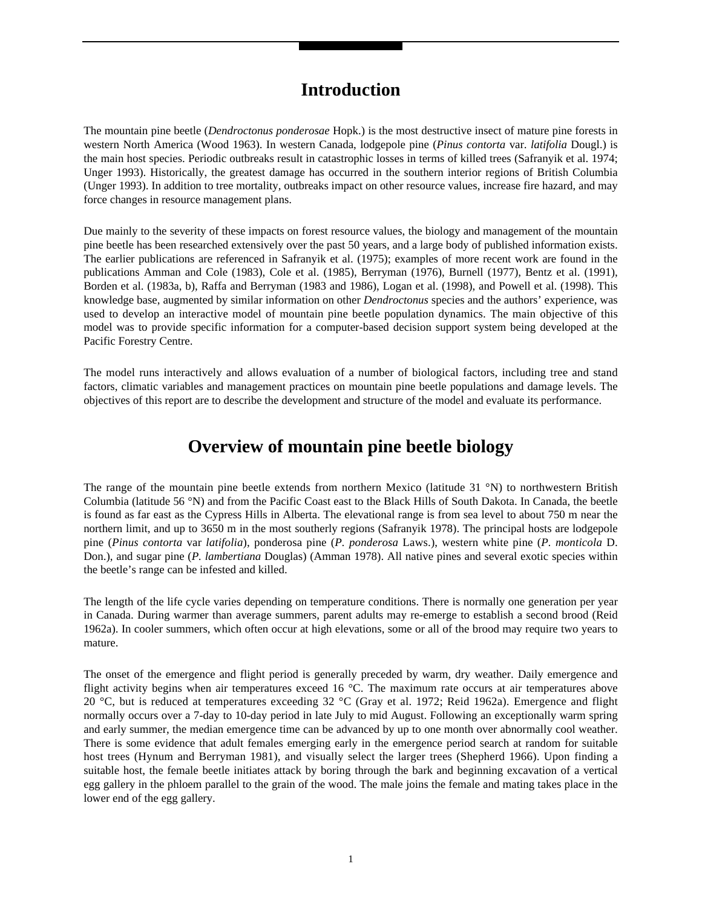# Introduction

The mountain pine beetle (*Dendroctonus ponderosae* Hopk.) is the most destructive insect of mature pine forests in western North America (Wood 1963). In western Canada, lodgepole pine (*Pinus contorta* var. *latifolia* Dougl.) is the main host species. Periodic outbreaks result in catastrophic losses in terms of killed trees (Safranyik et al. 1974; Unger 1993). Historically, the greatest damage has occurred in the southern interior regions of British Columbia (Unger 1993). In addition to tree mortality, outbreaks impact on other resource values, increase fire hazard, and may force changes in resource management plans.

Due mainly to the severity of these impacts on forest resource values, the biology and management of the mountain pine beetle has been researched extensively over the past 50 years, and a large body of published information exists. The earlier publications are referenced in Safranyik et al. (1975); examples of more recent work are found in the publications Amman and Cole (1983), Cole et al. (1985), Berryman (1976), Burnell (1977), Bentz et al. (1991), Borden et al. (1983a, b), Raffa and Berryman (1983 and 1986), Logan et al. (1998), and Powell et al. (1998). This knowledge base, augmented by similar information on other *Dendroctonus* species and the authors' experience, was used to develop an interactive model of mountain pine beetle population dynamics. The main objective of this model was to provide specific information for a computer-based decision support system being developed at the Pacific Forestry Centre.

The model runs interactively and allows evaluation of a number of biological factors, including tree and stand factors, climatic variables and management practices on mountain pine beetle populations and damage levels. The objectives of this report are to describe the development and structure of the model and evaluate its performance.

# Overview of mountain pine beetle biology

The range of the mountain pine beetle extends from northern Mexico (latitude 31 °N) to northwestern British Columbia (latitude 56 °N) and from the Pacific Coast east to the Black Hills of South Dakota. In Canada, the beetle is found as far east as the Cypress Hills in Alberta. The elevational range is from sea level to about 750 m near the northern limit, and up to 3650 m in the most southerly regions (Safranyik 1978). The principal hosts are lodgepole pine (*Pinus contorta* var *latifolia*), ponderosa pine (*P. ponderosa* Laws.), western white pine (*P. monticola* D. Don.), and sugar pine (*P. lambertiana* Douglas) (Amman 1978). All native pines and several exotic species within the beetle's range can be infested and killed.

The length of the life cycle varies depending on temperature conditions. There is normally one generation per year in Canada. During warmer than average summers, parent adults may re-emerge to establish a second brood (Reid 1962a). In cooler summers, which often occur at high elevations, some or all of the brood may require two years to mature.

The onset of the emergence and flight period is generally preceded by warm, dry weather. Daily emergence and flight activity begins when air temperatures exceed 16 °C. The maximum rate occurs at air temperatures above 20 °C, but is reduced at temperatures exceeding 32 °C (Gray et al. 1972; Reid 1962a). Emergence and flight normally occurs over a 7-day to 10-day period in late July to mid August. Following an exceptionally warm spring and early summer, the median emergence time can be advanced by up to one month over abnormally cool weather. There is some evidence that adult females emerging early in the emergence period search at random for suitable host trees (Hynum and Berryman 1981), and visually select the larger trees (Shepherd 1966). Upon finding a suitable host, the female beetle initiates attack by boring through the bark and beginning excavation of a vertical egg gallery in the phloem parallel to the grain of the wood. The male joins the female and mating takes place in the lower end of the egg gallery.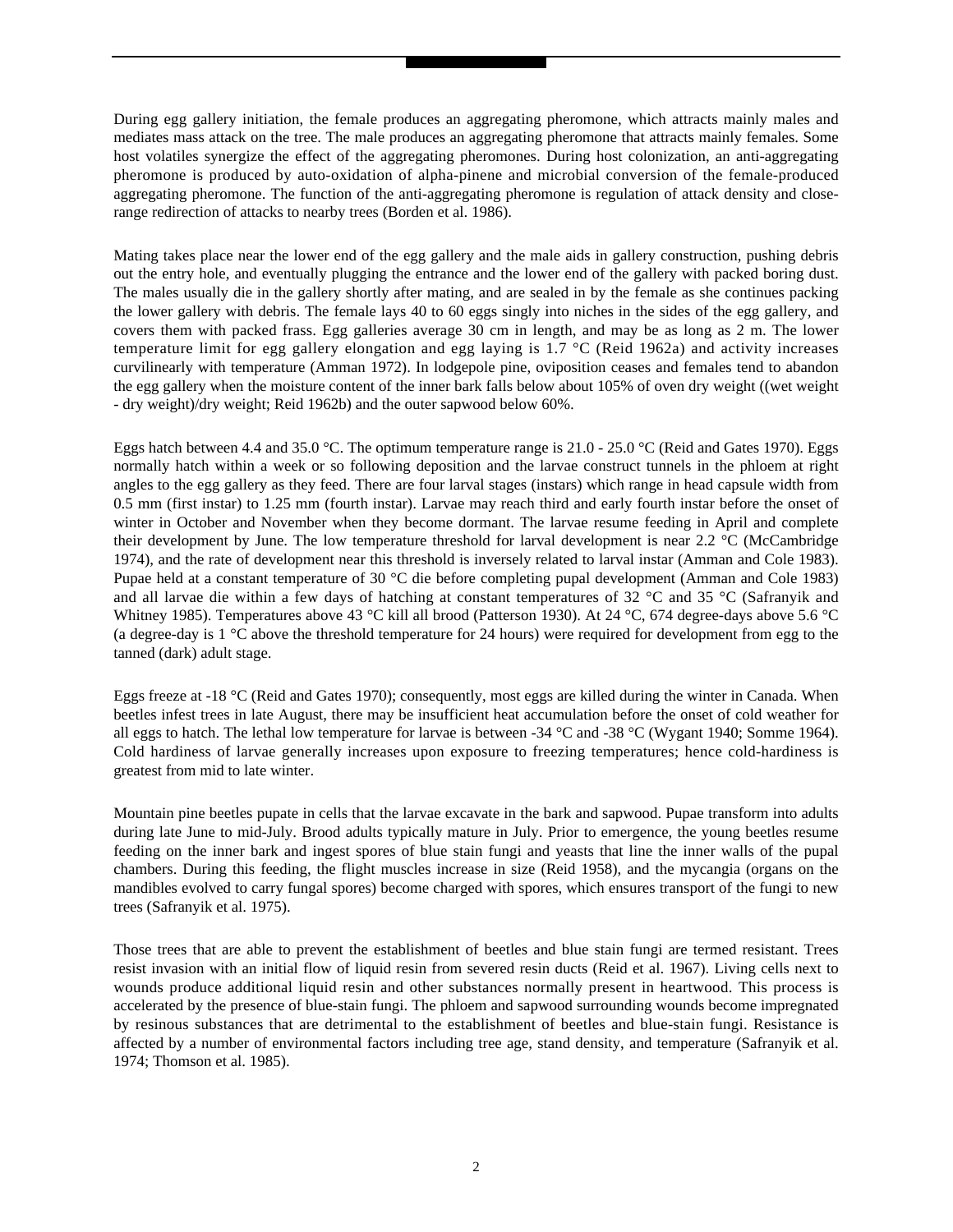During egg gallery initiation, the female produces an aggregating pheromone, which attracts mainly males and mediates mass attack on the tree. The male produces an aggregating pheromone that attracts mainly females. Some host volatiles synergize the effect of the aggregating pheromones. During host colonization, an anti-aggregating pheromone is produced by auto-oxidation of alpha-pinene and microbial conversion of the female-produced aggregating pheromone. The function of the anti-aggregating pheromone is regulation of attack density and close-range redirection of attacks to nearby trees (Borden et al. 1986).

Mating takes place near the lower end of the egg gallery and the male aids in gallery construction, pushing debris out the entry hole, and eventually plugging the entrance and the lower end of the gallery with packed boring dust. The males usually die in the gallery shortly after mating, and are sealed in by the female as she continues packing the lower gallery with debris. The female lays 40 to 60 eggs singly into niches in the sides of the egg gallery, and covers them with packed frass. Egg galleries average 30 cm in length, and may be as long as 2 m. The lower temperature limit for egg gallery elongation and egg laying is 1.7 °C (Reid 1962a) and activity increases curvilinearly with temperature (Amman 1972). In lodgepole pine, oviposition ceases and females tend to abandon the egg gallery when the moisture content of the inner bark falls below about 105% of oven dry weight ((wet weight - dry weight)/dry weight; Reid 1962b) and the outer sapwood below 60%.

Eggs hatch between 4.4 and 35.0 °C. The optimum temperature range is 21.0 - 25.0 °C (Reid and Gates 1970). Eggs normally hatch within a week or so following deposition and the larvae construct tunnels in the phloem at right angles to the egg gallery as they feed. There are four larval stages (instars) which range in head capsule width from 0.5 mm (first instar) to 1.25 mm (fourth instar). Larvae may reach third and early fourth instar before the onset of winter in October and November when they become dormant. The larvae resume feeding in April and complete their development by June. The low temperature threshold for larval development is near 2.2 °C (McCambridge 1974), and the rate of development near this threshold is inversely related to larval instar (Amman and Cole 1983). Pupae held at a constant temperature of 30 °C die before completing pupal development (Amman and Cole 1983) and all larvae die within a few days of hatching at constant temperatures of 32 °C and 35 °C (Safranyik and Whitney 1985). Temperatures above 43 °C kill all brood (Patterson 1930). At 24 °C, 674 degree-days above 5.6 °C (a degree-day is 1 °C above the threshold temperature for 24 hours) were required for development from egg to the tanned (dark) adult stage.

Eggs freeze at -18 °C (Reid and Gates 1970); consequently, most eggs are killed during the winter in Canada. When beetles infest trees in late August, there may be insufficient heat accumulation before the onset of cold weather for all eggs to hatch. The lethal low temperature for larvae is between -34 °C and -38 °C (Wygant 1940; Somme 1964). Cold hardiness of larvae generally increases upon exposure to freezing temperatures; hence cold-hardiness is greatest from mid to late winter.

Mountain pine beetles pupate in cells that the larvae excavate in the bark and sapwood. Pupae transform into adults during late June to mid-July. Brood adults typically mature in July. Prior to emergence, the young beetles resume feeding on the inner bark and ingest spores of blue stain fungi and yeasts that line the inner walls of the pupal chambers. During this feeding, the flight muscles increase in size (Reid 1958), and the mycangia (organs on the mandibles evolved to carry fungal spores) become charged with spores, which ensures transport of the fungi to new trees (Safranyik et al. 1975).

Those trees that are able to prevent the establishment of beetles and blue stain fungi are termed resistant. Trees resist invasion with an initial flow of liquid resin from severed resin ducts (Reid et al. 1967). Living cells next to wounds produce additional liquid resin and other substances normally present in heartwood. This process is accelerated by the presence of blue-stain fungi. The phloem and sapwood surrounding wounds become impregnated by resinous substances that are detrimental to the establishment of beetles and blue-stain fungi. Resistance is affected by a number of environmental factors including tree age, stand density, and temperature (Safranyik et al. 1974; Thomson et al. 1985).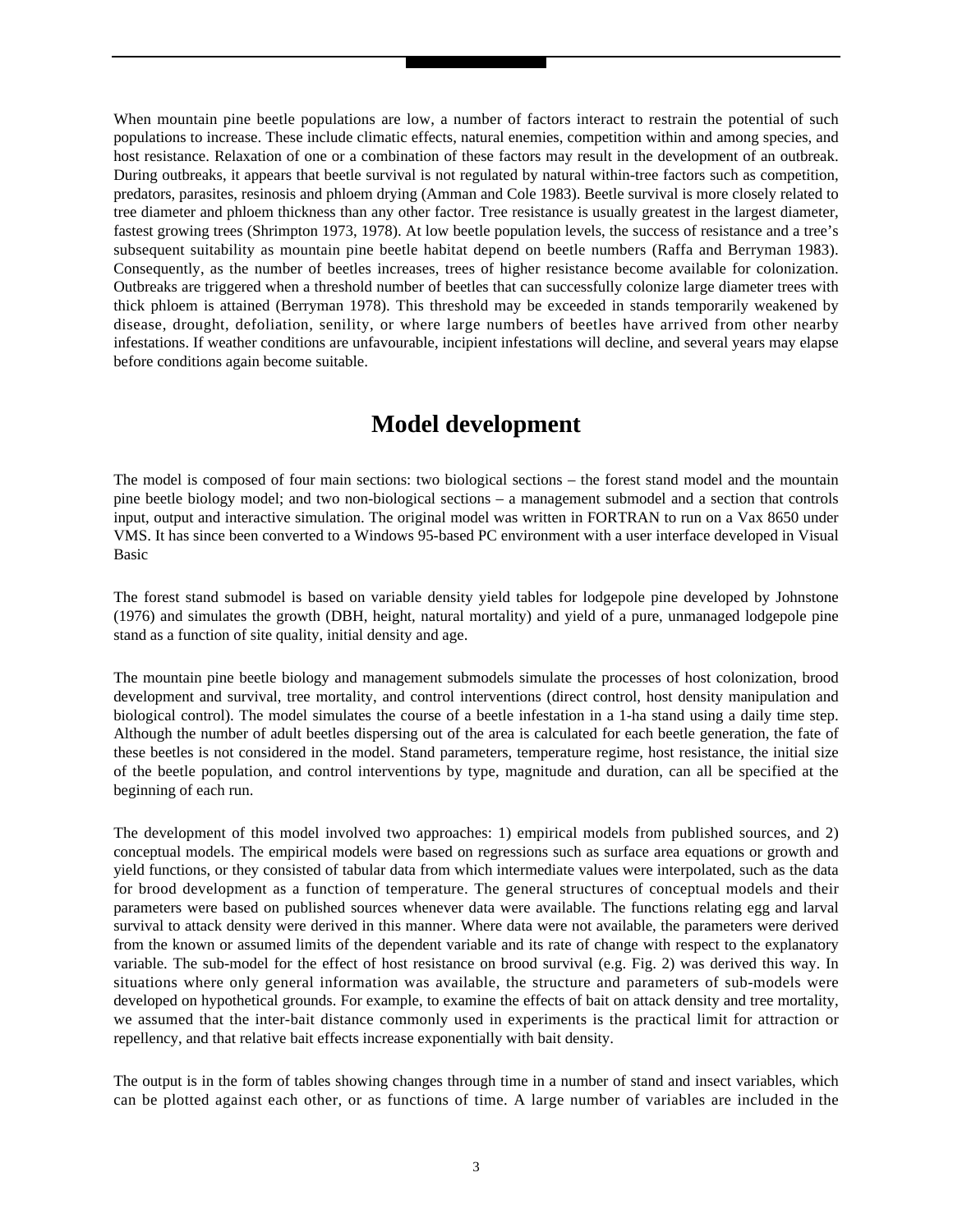When mountain pine beetle populations are low, a number of factors interact to restrain the potential of such populations to increase. These include climatic effects, natural enemies, competition within and among species, and host resistance. Relaxation of one or a combination of these factors may result in the development of an outbreak. During outbreaks, it appears that beetle survival is not regulated by natural within-tree factors such as competition, predators, parasites, resinosis and phloem drying (Amman and Cole 1983). Beetle survival is more closely related to tree diameter and phloem thickness than any other factor. Tree resistance is usually greatest in the largest diameter, fastest growing trees (Shrimpton 1973, 1978). At low beetle population levels, the success of resistance and a tree's subsequent suitability as mountain pine beetle habitat depend on beetle numbers (Raffa and Berryman 1983). Consequently, as the number of beetles increases, trees of higher resistance become available for colonization. Outbreaks are triggered when a threshold number of beetles that can successfully colonize large diameter trees with thick phloem is attained (Berryman 1978). This threshold may be exceeded in stands temporarily weakened by disease, drought, defoliation, senility, or where large numbers of beetles have arrived from other nearby infestations. If weather conditions are unfavourable, incipient infestations will decline, and several years may elapse before conditions again become suitable.

# Model development

The model is composed of four main sections: two biological sections – the forest stand model and the mountain pine beetle biology model; and two non-biological sections – a management submodel and a section that controls input, output and interactive simulation. The original model was written in FORTRAN to run on a Vax 8650 under VMS. It has since been converted to a Windows 95-based PC environment with a user interface developed in Visual Basic

The forest stand submodel is based on variable density yield tables for lodgepole pine developed by Johnstone (1976) and simulates the growth (DBH, height, natural mortality) and yield of a pure, unmanaged lodgepole pine stand as a function of site quality, initial density and age.

The mountain pine beetle biology and management submodels simulate the processes of host colonization, brood development and survival, tree mortality, and control interventions (direct control, host density manipulation and biological control). The model simulates the course of a beetle infestation in a 1-ha stand using a daily time step. Although the number of adult beetles dispersing out of the area is calculated for each beetle generation, the fate of these beetles is not considered in the model. Stand parameters, temperature regime, host resistance, the initial size of the beetle population, and control interventions by type, magnitude and duration, can all be specified at the beginning of each run.

The development of this model involved two approaches: 1) empirical models from published sources, and 2) conceptual models. The empirical models were based on regressions such as surface area equations or growth and yield functions, or they consisted of tabular data from which intermediate values were interpolated, such as the data for brood development as a function of temperature. The general structures of conceptual models and their parameters were based on published sources whenever data were available. The functions relating egg and larval survival to attack density were derived in this manner. Where data were not available, the parameters were derived from the known or assumed limits of the dependent variable and its rate of change with respect to the explanatory variable. The sub-model for the effect of host resistance on brood survival (e.g. Fig. 2) was derived this way. In situations where only general information was available, the structure and parameters of sub-models were developed on hypothetical grounds. For example, to examine the effects of bait on attack density and tree mortality, we assumed that the inter-bait distance commonly used in experiments is the practical limit for attraction or repellency, and that relative bait effects increase exponentially with bait density.

The output is in the form of tables showing changes through time in a number of stand and insect variables, which can be plotted against each other, or as functions of time. A large number of variables are included in the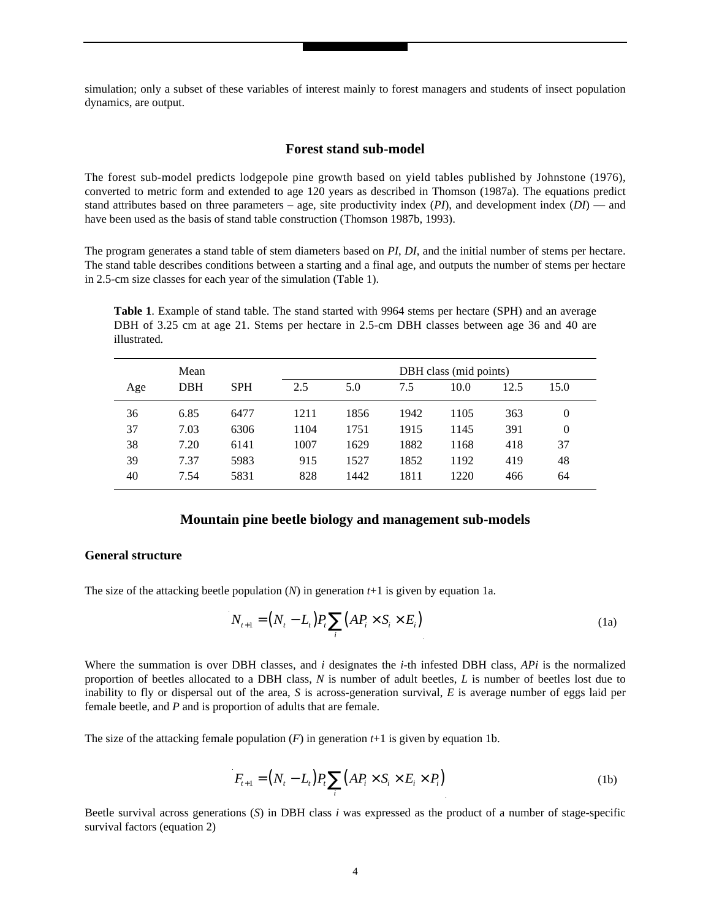simulation; only a subset of these variables of interest mainly to forest managers and students of insect population dynamics, are output.

## Forest stand sub-model

The forest sub-model predicts lodgepole pine growth based on yield tables published by Johnstone (1976), converted to metric form and extended to age 120 years as described in Thomson (1987a). The equations predict stand attributes based on three parameters – age, site productivity index (*PI*), and development index (*DI*) — and have been used as the basis of stand table construction (Thomson 1987b, 1993).

The program generates a stand table of stem diameters based on *PI*, *DI*, and the initial number of stems per hectare. The stand table describes conditions between a starting and a final age, and outputs the number of stems per hectare in 2.5-cm size classes for each year of the simulation (Table 1).

**Table 1**. Example of stand table. The stand started with 9964 stems per hectare (SPH) and an average DBH of 3.25 cm at age 21. Stems per hectare in 2.5-cm DBH classes between age 36 and 40 are illustrated.

| Age | Mean DBH | SPH | DBH class (mid points) | | | | | |
|---|---|---|---|---|---|---|---|---|
| | | | 2.5 | 5.0 | 7.5 | 10.0 | 12.5 | 15.0 |
| 36 | 6.85 | 6477 | 1211 | 1856 | 1942 | 1105 | 363 | 0 |
| 37 | 7.03 | 6306 | 1104 | 1751 | 1915 | 1145 | 391 | 0 |
| 38 | 7.20 | 6141 | 1007 | 1629 | 1882 | 1168 | 418 | 37 |
| 39 | 7.37 | 5983 | 915 | 1527 | 1852 | 1192 | 419 | 48 |
| 40 | 7.54 | 5831 | 828 | 1442 | 1811 | 1220 | 466 | 64 |

## Mountain pine beetle biology and management sub-models

### General structure

The size of the attacking beetle population (*N*) in generation *t*+1 is given by equation 1a.

$$N_{t+1} = (N_t - L_t)P_t \sum_i (AP_i \times S_i \times E_i) \tag{1a}$$

Where the summation is over DBH classes, and *i* designates the *i*-th infested DBH class, *APi* is the normalized proportion of beetles allocated to a DBH class, *N* is number of adult beetles, *L* is number of beetles lost due to inability to fly or dispersal out of the area, *S* is across-generation survival, *E* is average number of eggs laid per female beetle, and *P* and is proportion of adults that are female.

The size of the attacking female population (*F*) in generation *t*+1 is given by equation 1b.

$$F_{t+1} = (N_t - L_t)P_t \sum_i (AP_i \times S_i \times E_i \times P_i) \tag{1b}$$

Beetle survival across generations (*S*) in DBH class *i* was expressed as the product of a number of stage-specific survival factors (equation 2)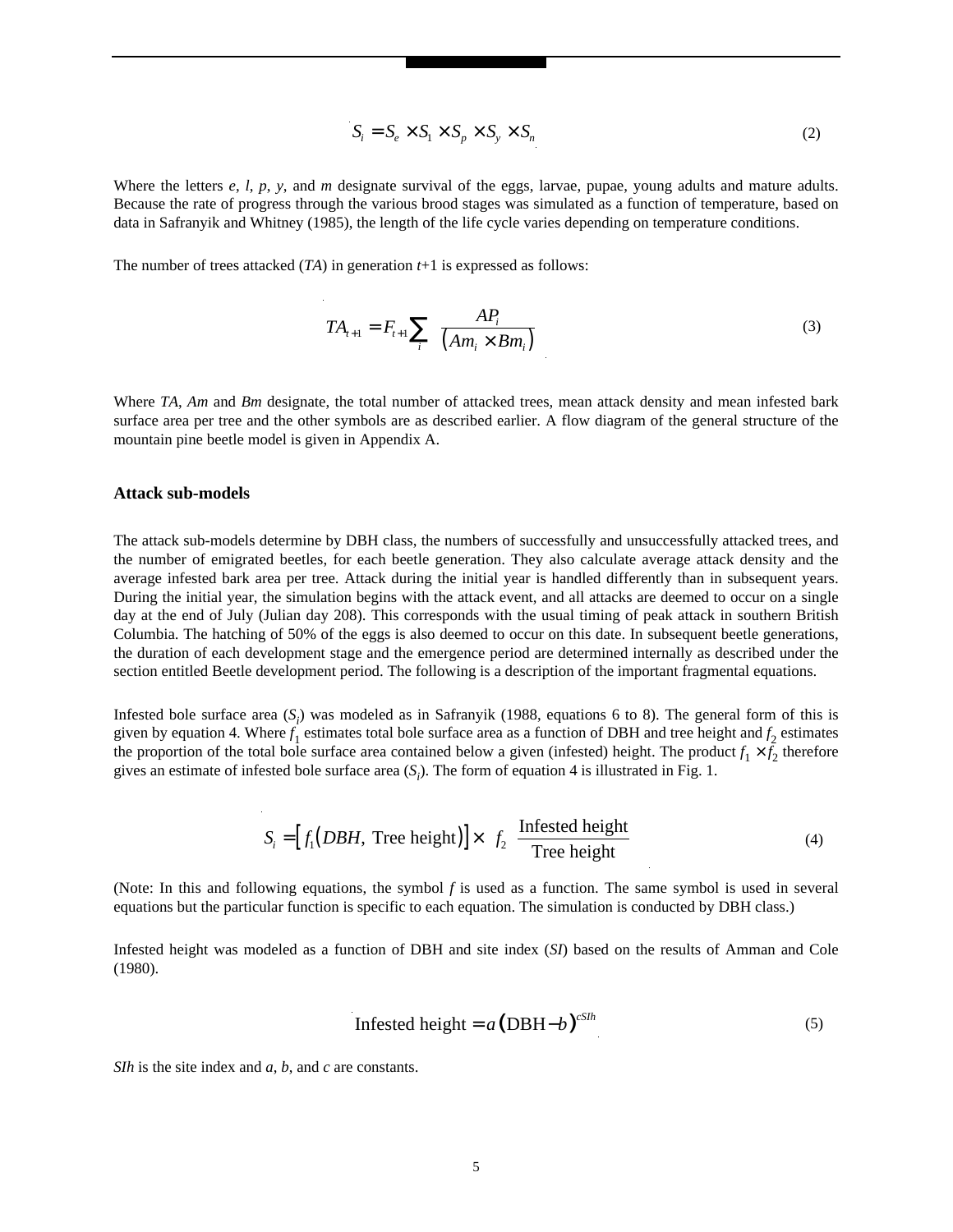$$S_i = S_e \times S_1 \times S_p \times S_y \times S_n \tag{2}$$

Where the letters *e*, *l*, *p*, *y*, and *m* designate survival of the eggs, larvae, pupae, young adults and mature adults. Because the rate of progress through the various brood stages was simulated as a function of temperature, based on data in Safranyik and Whitney (1985), the length of the life cycle varies depending on temperature conditions.

The number of trees attacked (*TA*) in generation *t*+1 is expressed as follows:

$$TA_{t+1} = F_{t+1} \sum_i \frac{AP_i}{\left(Am_i \times Bm_i\right)} \tag{3}$$

Where *TA*, *Am* and *Bm* designate, the total number of attacked trees, mean attack density and mean infested bark surface area per tree and the other symbols are as described earlier. A flow diagram of the general structure of the mountain pine beetle model is given in Appendix A.

### Attack sub-models

The attack sub-models determine by DBH class, the numbers of successfully and unsuccessfully attacked trees, and the number of emigrated beetles, for each beetle generation. They also calculate average attack density and the average infested bark area per tree. Attack during the initial year is handled differently than in subsequent years. During the initial year, the simulation begins with the attack event, and all attacks are deemed to occur on a single day at the end of July (Julian day 208). This corresponds with the usual timing of peak attack in southern British Columbia. The hatching of 50% of the eggs is also deemed to occur on this date. In subsequent beetle generations, the duration of each development stage and the emergence period are determined internally as described under the section entitled Beetle development period. The following is a description of the important fragmental equations.

Infested bole surface area ($S_i$) was modeled as in Safranyik (1988, equations 6 to 8). The general form of this is given by equation 4. Where $f_1$ estimates total bole surface area as a function of DBH and tree height and $f_2$ estimates the proportion of the total bole surface area contained below a given (infested) height. The product $f_1 \times f_2$ therefore gives an estimate of infested bole surface area ($S_i$). The form of equation 4 is illustrated in Fig. 1.

$$S_i = \left[ f_1\left(DBH,\ \text{Tree height}\right)\right] \times\ f_2\ \frac{\text{Infested height}}{\text{Tree height}} \tag{4}$$

(Note: In this and following equations, the symbol *f* is used as a function. The same symbol is used in several equations but the particular function is specific to each equation. The simulation is conducted by DBH class.)

Infested height was modeled as a function of DBH and site index (*SI*) based on the results of Amman and Cole (1980).

$$\text{Infested height} = a\left(\text{DBH} - b\right)^{cSIh} \tag{5}$$

*SIh* is the site index and *a*, *b*, and *c* are constants.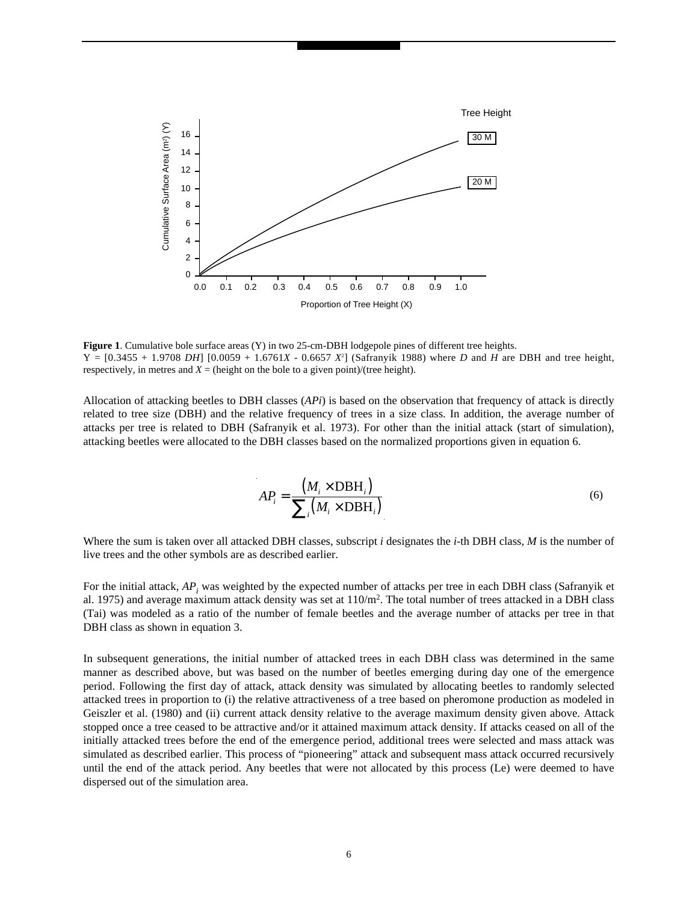Figure 1. Cumulative bole surface areas (Y) in two 25-cm-DBH lodgepole pines of different tree heights. Y = [0.3455 + 1.9708 *DH*] [0.0059 + 1.6761*X* - 0.6657 $X^2$] (Safranyik 1988) where *D* and *H* are DBH and tree height, respectively, in metres and *X* = (height on the bole to a given point)/(tree height).

Allocation of attacking beetles to DBH classes (*APi*) is based on the observation that frequency of attack is directly related to tree size (DBH) and the relative frequency of trees in a size class. In addition, the average number of attacks per tree is related to DBH (Safranyik et al. 1973). For other than the initial attack (start of simulation), attacking beetles were allocated to the DBH classes based on the normalized proportions given in equation 6.

$$AP_i = \frac{(M_i \times \mathrm{DBH}_i)}{\sum_i (M_i \times \mathrm{DBH}_i)} \tag{6}$$

Where the sum is taken over all attacked DBH classes, subscript *i* designates the *i*-th DBH class, *M* is the number of live trees and the other symbols are as described earlier.

For the initial attack, $AP_i$ was weighted by the expected number of attacks per tree in each DBH class (Safranyik et al. 1975) and average maximum attack density was set at 110/m². The total number of trees attacked in a DBH class (Tai) was modeled as a ratio of the number of female beetles and the average number of attacks per tree in that DBH class as shown in equation 3.

In subsequent generations, the initial number of attacked trees in each DBH class was determined in the same manner as described above, but was based on the number of beetles emerging during day one of the emergence period. Following the first day of attack, attack density was simulated by allocating beetles to randomly selected attacked trees in proportion to (i) the relative attractiveness of a tree based on pheromone production as modeled in Geiszler et al. (1980) and (ii) current attack density relative to the average maximum density given above. Attack stopped once a tree ceased to be attractive and/or it attained maximum attack density. If attacks ceased on all of the initially attacked trees before the end of the emergence period, additional trees were selected and mass attack was simulated as described earlier. This process of "pioneering" attack and subsequent mass attack occurred recursively until the end of the attack period. Any beetles that were not allocated by this process (Le) were deemed to have dispersed out of the simulation area.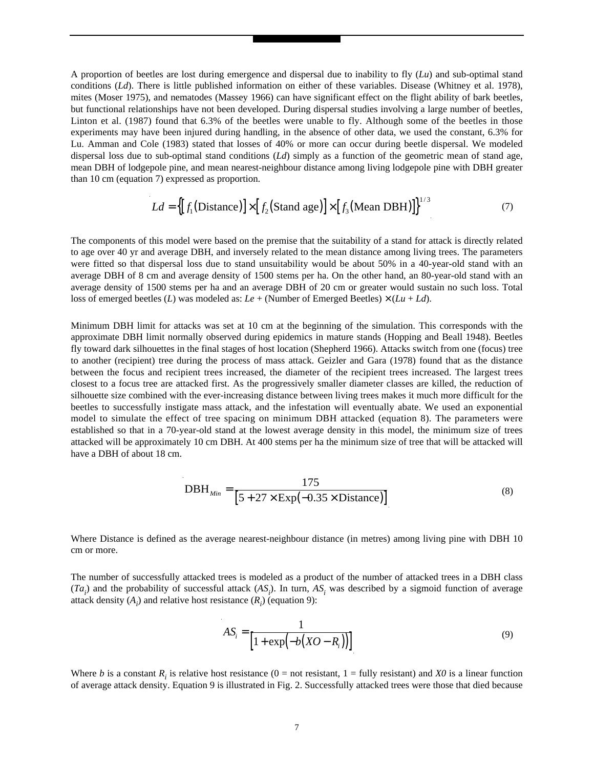A proportion of beetles are lost during emergence and dispersal due to inability to fly (*Lu*) and sub-optimal stand conditions (*Ld*). There is little published information on either of these variables. Disease (Whitney et al. 1978), mites (Moser 1975), and nematodes (Massey 1966) can have significant effect on the flight ability of bark beetles, but functional relationships have not been developed. During dispersal studies involving a large number of beetles, Linton et al. (1987) found that 6.3% of the beetles were unable to fly. Although some of the beetles in those experiments may have been injured during handling, in the absence of other data, we used the constant, 6.3% for Lu. Amman and Cole (1983) stated that losses of 40% or more can occur during beetle dispersal. We modeled dispersal loss due to sub-optimal stand conditions (*Ld*) simply as a function of the geometric mean of stand age, mean DBH of lodgepole pine, and mean nearest-neighbour distance among living lodgepole pine with DBH greater than 10 cm (equation 7) expressed as proportion.

$$Ld = \{[f_1(\text{Distance})] \times [f_2(\text{Stand age})] \times [f_3(\text{Mean DBH})]\}^{1/3} \tag{7}$$

The components of this model were based on the premise that the suitability of a stand for attack is directly related to age over 40 yr and average DBH, and inversely related to the mean distance among living trees. The parameters were fitted so that dispersal loss due to stand unsuitability would be about 50% in a 40-year-old stand with an average DBH of 8 cm and average density of 1500 stems per ha. On the other hand, an 80-year-old stand with an average density of 1500 stems per ha and an average DBH of 20 cm or greater would sustain no such loss. Total loss of emerged beetles (*L*) was modeled as: *Le* + (Number of Emerged Beetles) × (*Lu* + *Ld*).

Minimum DBH limit for attacks was set at 10 cm at the beginning of the simulation. This corresponds with the approximate DBH limit normally observed during epidemics in mature stands (Hopping and Beall 1948). Beetles fly toward dark silhouettes in the final stages of host location (Shepherd 1966). Attacks switch from one (focus) tree to another (recipient) tree during the process of mass attack. Geizler and Gara (1978) found that as the distance between the focus and recipient trees increased, the diameter of the recipient trees increased. The largest trees closest to a focus tree are attacked first. As the progressively smaller diameter classes are killed, the reduction of silhouette size combined with the ever-increasing distance between living trees makes it much more difficult for the beetles to successfully instigate mass attack, and the infestation will eventually abate. We used an exponential model to simulate the effect of tree spacing on minimum DBH attacked (equation 8). The parameters were established so that in a 70-year-old stand at the lowest average density in this model, the minimum size of trees attacked will be approximately 10 cm DBH. At 400 stems per ha the minimum size of tree that will be attacked will have a DBH of about 18 cm.

$$\text{DBH}_{Min} = \frac{175}{[5 + 27 \times \text{Exp}(-0.35 \times \text{Distance})]} \tag{8}$$

Where Distance is defined as the average nearest-neighbour distance (in metres) among living pine with DBH 10 cm or more.

The number of successfully attacked trees is modeled as a product of the number of attacked trees in a DBH class ($Ta_i$) and the probability of successful attack ($AS_i$). In turn, $AS_i$ was described by a sigmoid function of average attack density ($A_i$) and relative host resistance ($R_i$) (equation 9):

$$AS_i = \frac{1}{[1 + \exp(-b(XO - R_i))]} \tag{9}$$

Where $b$ is a constant $R_i$ is relative host resistance (0 = not resistant, 1 = fully resistant) and $X0$ is a linear function of average attack density. Equation 9 is illustrated in Fig. 2. Successfully attacked trees were those that died because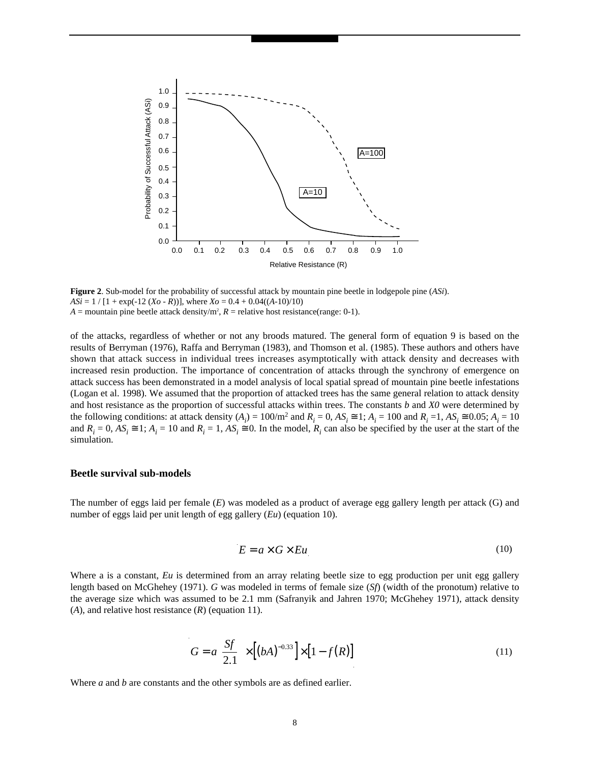**Figure 2**. Sub-model for the probability of successful attack by mountain pine beetle in lodgepole pine (*ASi*).
$ASi = 1 / [1 + \exp(-12 (Xo - R))]$, where $Xo = 0.4 + 0.04((A\text{-}10)/10)$
$A$ = mountain pine beetle attack density/m², $R$ = relative host resistance(range: 0-1).

of the attacks, regardless of whether or not any broods matured. The general form of equation 9 is based on the results of Berryman (1976), Raffa and Berryman (1983), and Thomson et al. (1985). These authors and others have shown that attack success in individual trees increases asymptotically with attack density and decreases with increased resin production. The importance of concentration of attacks through the synchrony of emergence on attack success has been demonstrated in a model analysis of local spatial spread of mountain pine beetle infestations (Logan et al. 1998). We assumed that the proportion of attacked trees has the same general relation to attack density and host resistance as the proportion of successful attacks within trees. The constants *b* and *X0* were determined by the following conditions: at attack density ($A_i$) = 100/m² and $R_i$ = 0, $AS_i \cong 1$; $A_i$ = 100 and $R_i$ =1, $AS_i \cong 0.05$; $A_i$ = 10 and $R_i$ = 0, $AS_i \cong 1$; $A_i$ = 10 and $R_i$ = 1, $AS_i \cong 0$. In the model, $R_i$ can also be specified by the user at the start of the simulation.

## Beetle survival sub-models

The number of eggs laid per female (*E*) was modeled as a product of average egg gallery length per attack (G) and number of eggs laid per unit length of egg gallery (*Eu*) (equation 10).

$$E = a \times G \times Eu \tag{10}$$

Where a is a constant, *Eu* is determined from an array relating beetle size to egg production per unit egg gallery length based on McGhehey (1971). *G* was modeled in terms of female size (*Sf*) (width of the pronotum) relative to the average size which was assumed to be 2.1 mm (Safranyik and Jahren 1970; McGhehey 1971), attack density (*A*), and relative host resistance (*R*) (equation 11).

$$G = a\ \frac{Sf}{2.1} \times \left[ (bA)^{-0.33} \right] \times \left[ 1 - f(R) \right] \tag{11}$$

Where *a* and *b* are constants and the other symbols are as defined earlier.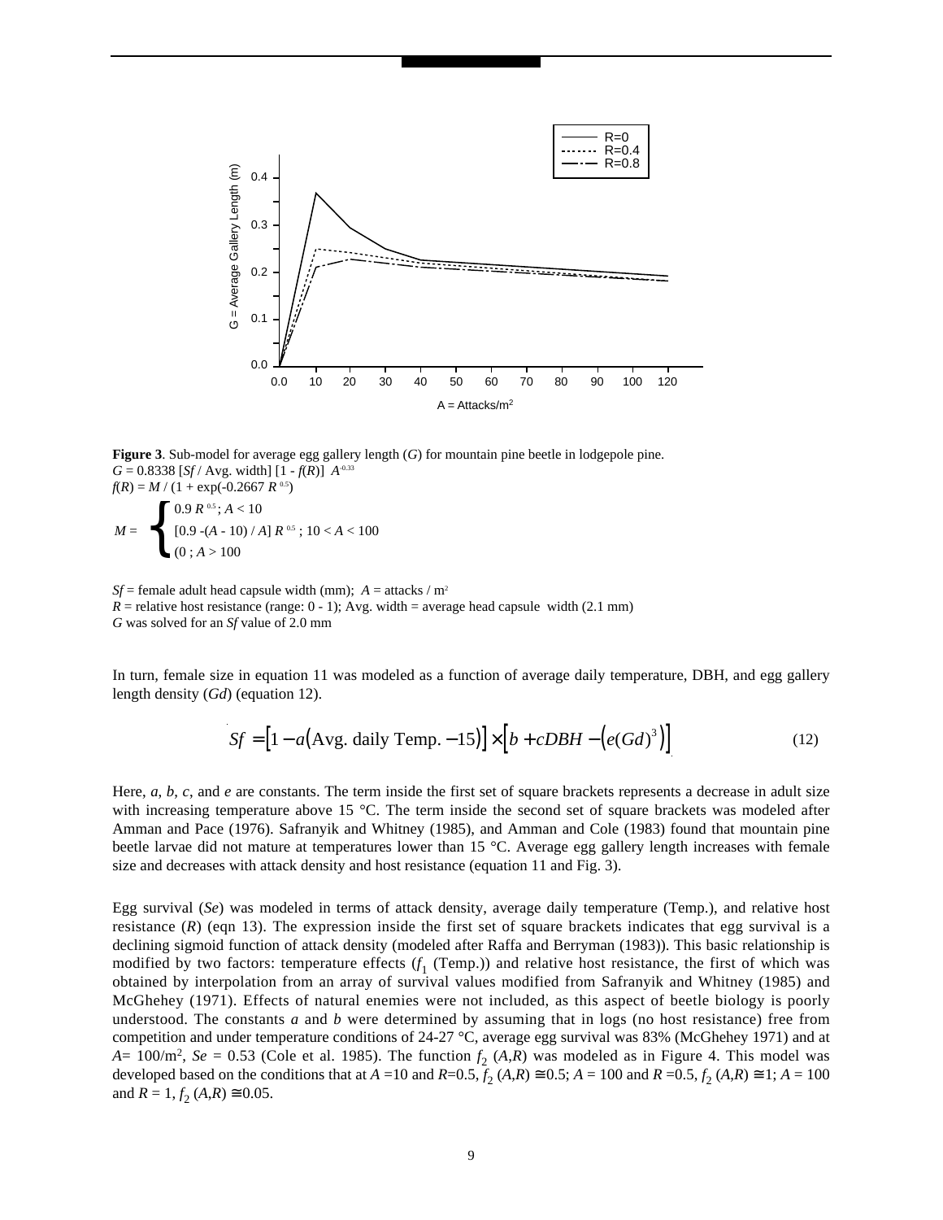**Figure 3**. Sub-model for average egg gallery length ($G$) for mountain pine beetle in lodgepole pine.

$G = 0.8338\ [Sf / \text{Avg. width}]\ [1 - f(R)]\ A^{0.33}$

$f(R) = M / (1 + \exp(-0.2667\ R^{0.5}))$

$$M = \begin{cases} 0.9\ R^{0.5};\ A < 10 \\ [0.9 - (A - 10) / A]\ R^{0.5};\ 10 < A < 100 \\ (0;\ A > 100 \end{cases}$$

$Sf$ = female adult head capsule width (mm); $A$ = attacks / m$^2$

$R$ = relative host resistance (range: 0 - 1); Avg. width = average head capsule width (2.1 mm)

$G$ was solved for an $Sf$ value of 2.0 mm

In turn, female size in equation 11 was modeled as a function of average daily temperature, DBH, and egg gallery length density ($Gd$) (equation 12).

$$Sf = \left[1 - a\left(\text{Avg. daily Temp.} - 15\right)\right] \times \left[b + cDBH - \left(e(Gd)^3\right)\right] \tag{12}$$

Here, $a$, $b$, $c$, and $e$ are constants. The term inside the first set of square brackets represents a decrease in adult size with increasing temperature above 15 °C. The term inside the second set of square brackets was modeled after Amman and Pace (1976). Safranyik and Whitney (1985), and Amman and Cole (1983) found that mountain pine beetle larvae did not mature at temperatures lower than 15 °C. Average egg gallery length increases with female size and decreases with attack density and host resistance (equation 11 and Fig. 3).

Egg survival ($Se$) was modeled in terms of attack density, average daily temperature (Temp.), and relative host resistance ($R$) (eqn 13). The expression inside the first set of square brackets indicates that egg survival is a declining sigmoid function of attack density (modeled after Raffa and Berryman (1983)). This basic relationship is modified by two factors: temperature effects ($f_1$ (Temp.)) and relative host resistance, the first of which was obtained by interpolation from an array of survival values modified from Safranyik and Whitney (1985) and McGhehey (1971). Effects of natural enemies were not included, as this aspect of beetle biology is poorly understood. The constants $a$ and $b$ were determined by assuming that in logs (no host resistance) free from competition and under temperature conditions of 24-27 °C, average egg survival was 83% (McGhehey 1971) and at $A = 100/\text{m}^2$, $Se = 0.53$ (Cole et al. 1985). The function $f_2(A,R)$ was modeled as in Figure 4. This model was developed based on the conditions that at $A = 10$ and $R = 0.5$, $f_2(A,R) \cong 0.5$; $A = 100$ and $R = 0.5$, $f_2(A,R) \cong 1$; $A = 100$ and $R = 1$, $f_2(A,R) \cong 0.05$.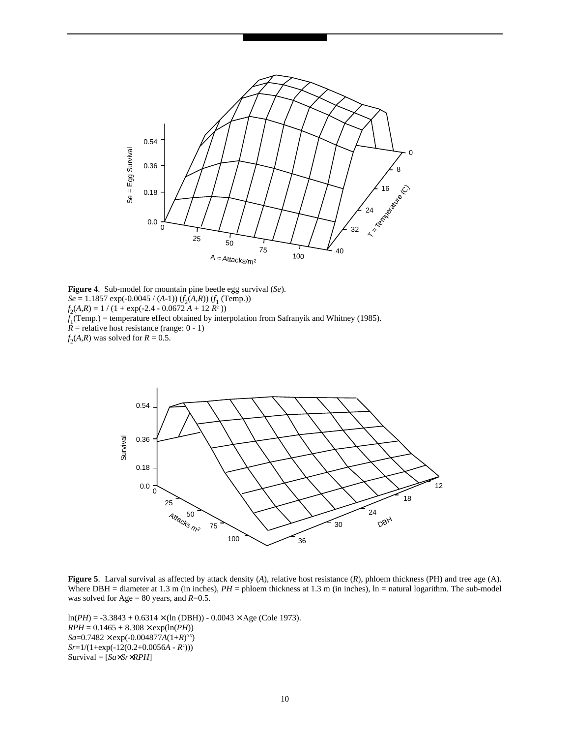**Figure 4**. Sub-model for mountain pine beetle egg survival (*Se*).
$Se = 1.1857 \exp(-0.0045 / (A-1)) (f_2(A,R)) (f_1 \text{(Temp.)})$
$f_2(A,R) = 1 / (1 + \exp(-2.4 - 0.0672\, A + 12\, R^2))$
$f_1$(Temp.) = temperature effect obtained by interpolation from Safranyik and Whitney (1985).
$R$ = relative host resistance (range: 0 - 1)
$f_2(A,R)$ was solved for $R = 0.5$.

**Figure 5**. Larval survival as affected by attack density (*A*), relative host resistance (*R*), phloem thickness (PH) and tree age (A). Where DBH = diameter at 1.3 m (in inches), *PH* = phloem thickness at 1.3 m (in inches), ln = natural logarithm. The sub-model was solved for Age = 80 years, and $R$=0.5.

$\ln(PH) = -3.3843 + 0.6314 \times (\ln(\text{DBH})) - 0.0043 \times \text{Age}$ (Cole 1973).
$RPH = 0.1465 + 8.308 \times \exp(\ln(PH))$
$Sa = 0.7482 \times \exp(-0.004877A(1+R)^{0.5})$
$Sr = 1/(1+\exp(-12(0.2+0.0056A - R^2)))$
Survival = $[Sa \times Sr \times RPH]$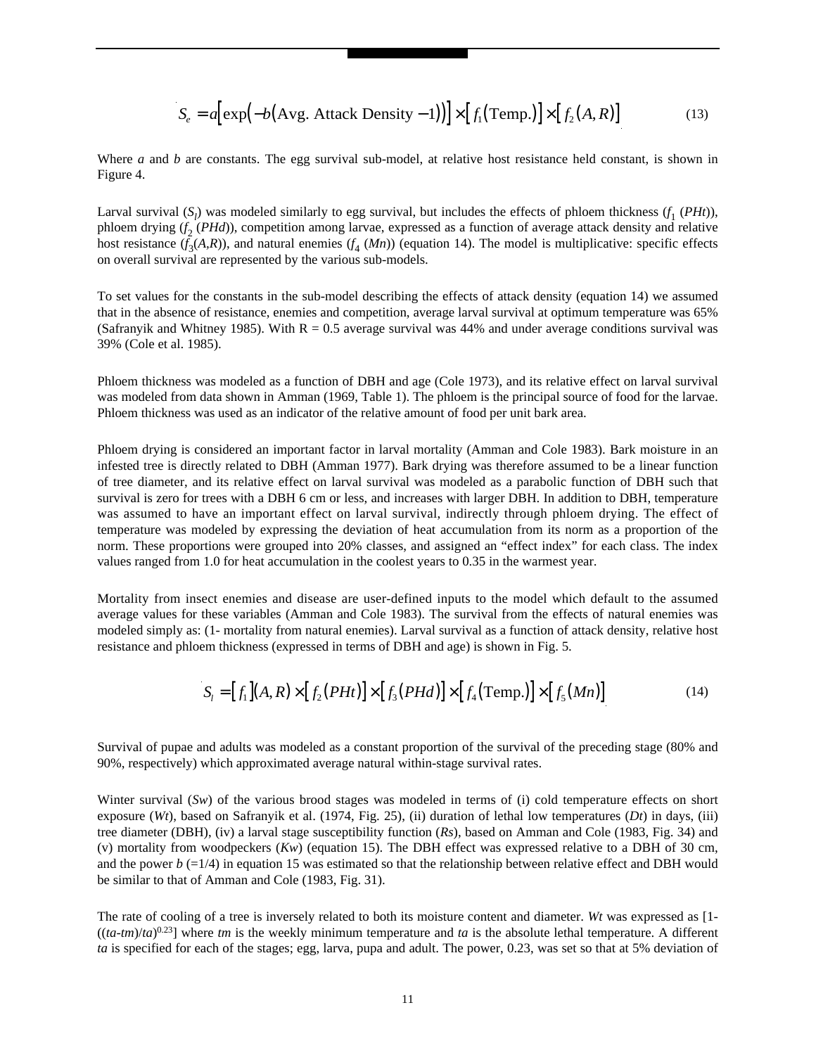$$S_e = a\left[\exp\left(-b\left(\text{Avg. Attack Density} - 1\right)\right)\right] \times \left[f_1\left(\text{Temp.}\right)\right] \times \left[f_2\left(A, R\right)\right] \tag{13}$$

Where *a* and *b* are constants. The egg survival sub-model, at relative host resistance held constant, is shown in Figure 4.

Larval survival ($S_l$) was modeled similarly to egg survival, but includes the effects of phloem thickness ($f_1$ ($PHt$)), phloem drying ($f_2$ ($PHd$)), competition among larvae, expressed as a function of average attack density and relative host resistance ($f_3(A,R)$), and natural enemies ($f_4$ ($Mn$)) (equation 14). The model is multiplicative: specific effects on overall survival are represented by the various sub-models.

To set values for the constants in the sub-model describing the effects of attack density (equation 14) we assumed that in the absence of resistance, enemies and competition, average larval survival at optimum temperature was 65% (Safranyik and Whitney 1985). With R = 0.5 average survival was 44% and under average conditions survival was 39% (Cole et al. 1985).

Phloem thickness was modeled as a function of DBH and age (Cole 1973), and its relative effect on larval survival was modeled from data shown in Amman (1969, Table 1). The phloem is the principal source of food for the larvae. Phloem thickness was used as an indicator of the relative amount of food per unit bark area.

Phloem drying is considered an important factor in larval mortality (Amman and Cole 1983). Bark moisture in an infested tree is directly related to DBH (Amman 1977). Bark drying was therefore assumed to be a linear function of tree diameter, and its relative effect on larval survival was modeled as a parabolic function of DBH such that survival is zero for trees with a DBH 6 cm or less, and increases with larger DBH. In addition to DBH, temperature was assumed to have an important effect on larval survival, indirectly through phloem drying. The effect of temperature was modeled by expressing the deviation of heat accumulation from its norm as a proportion of the norm. These proportions were grouped into 20% classes, and assigned an "effect index" for each class. The index values ranged from 1.0 for heat accumulation in the coolest years to 0.35 in the warmest year.

Mortality from insect enemies and disease are user-defined inputs to the model which default to the assumed average values for these variables (Amman and Cole 1983). The survival from the effects of natural enemies was modeled simply as: (1- mortality from natural enemies). Larval survival as a function of attack density, relative host resistance and phloem thickness (expressed in terms of DBH and age) is shown in Fig. 5.

$$S_l = \left[f_1\right]\left(A, R\right) \times \left[f_2\left(PHt\right)\right] \times \left[f_3\left(PHd\right)\right] \times \left[f_4\left(\text{Temp.}\right)\right] \times \left[f_5\left(Mn\right)\right] \tag{14}$$

Survival of pupae and adults was modeled as a constant proportion of the survival of the preceding stage (80% and 90%, respectively) which approximated average natural within-stage survival rates.

Winter survival ($Sw$) of the various brood stages was modeled in terms of (i) cold temperature effects on short exposure ($Wt$), based on Safranyik et al. (1974, Fig. 25), (ii) duration of lethal low temperatures ($Dt$) in days, (iii) tree diameter (DBH), (iv) a larval stage susceptibility function ($Rs$), based on Amman and Cole (1983, Fig. 34) and (v) mortality from woodpeckers ($Kw$) (equation 15). The DBH effect was expressed relative to a DBH of 30 cm, and the power *b* (=1/4) in equation 15 was estimated so that the relationship between relative effect and DBH would be similar to that of Amman and Cole (1983, Fig. 31).

The rate of cooling of a tree is inversely related to both its moisture content and diameter. $Wt$ was expressed as $[1-((ta-tm)/ta)^{0.23}]$ where $tm$ is the weekly minimum temperature and $ta$ is the absolute lethal temperature. A different $ta$ is specified for each of the stages; egg, larva, pupa and adult. The power, 0.23, was set so that at 5% deviation of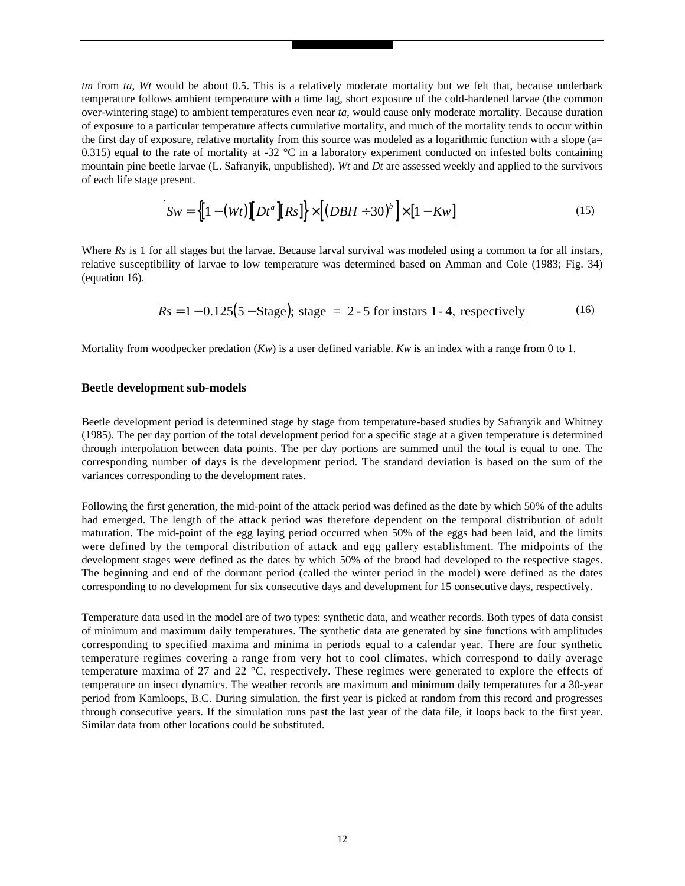*tm* from *ta*, *Wt* would be about 0.5. This is a relatively moderate mortality but we felt that, because underbark temperature follows ambient temperature with a time lag, short exposure of the cold-hardened larvae (the common over-wintering stage) to ambient temperatures even near *ta*, would cause only moderate mortality. Because duration of exposure to a particular temperature affects cumulative mortality, and much of the mortality tends to occur within the first day of exposure, relative mortality from this source was modeled as a logarithmic function with a slope (a= 0.315) equal to the rate of mortality at -32 °C in a laboratory experiment conducted on infested bolts containing mountain pine beetle larvae (L. Safranyik, unpublished). *Wt* and *Dt* are assessed weekly and applied to the survivors of each life stage present.

$$Sw = \{[1 - (Wt)][Dt^a][Rs]\} \times \left[(DBH \div 30)^b\right] \times [1 - Kw] \tag{15}$$

Where *Rs* is 1 for all stages but the larvae. Because larval survival was modeled using a common ta for all instars, relative susceptibility of larvae to low temperature was determined based on Amman and Cole (1983; Fig. 34) (equation 16).

$$Rs = 1 - 0.125(5 - \text{Stage});\ \text{stage} = 2\text{-}5 \text{ for instars } 1\text{-}4, \text{ respectively} \tag{16}$$

Mortality from woodpecker predation (*Kw*) is a user defined variable. *Kw* is an index with a range from 0 to 1.

### Beetle development sub-models

Beetle development period is determined stage by stage from temperature-based studies by Safranyik and Whitney (1985). The per day portion of the total development period for a specific stage at a given temperature is determined through interpolation between data points. The per day portions are summed until the total is equal to one. The corresponding number of days is the development period. The standard deviation is based on the sum of the variances corresponding to the development rates.

Following the first generation, the mid-point of the attack period was defined as the date by which 50% of the adults had emerged. The length of the attack period was therefore dependent on the temporal distribution of adult maturation. The mid-point of the egg laying period occurred when 50% of the eggs had been laid, and the limits were defined by the temporal distribution of attack and egg gallery establishment. The midpoints of the development stages were defined as the dates by which 50% of the brood had developed to the respective stages. The beginning and end of the dormant period (called the winter period in the model) were defined as the dates corresponding to no development for six consecutive days and development for 15 consecutive days, respectively.

Temperature data used in the model are of two types: synthetic data, and weather records. Both types of data consist of minimum and maximum daily temperatures. The synthetic data are generated by sine functions with amplitudes corresponding to specified maxima and minima in periods equal to a calendar year. There are four synthetic temperature regimes covering a range from very hot to cool climates, which correspond to daily average temperature maxima of 27 and 22 °C, respectively. These regimes were generated to explore the effects of temperature on insect dynamics. The weather records are maximum and minimum daily temperatures for a 30-year period from Kamloops, B.C. During simulation, the first year is picked at random from this record and progresses through consecutive years. If the simulation runs past the last year of the data file, it loops back to the first year. Similar data from other locations could be substituted.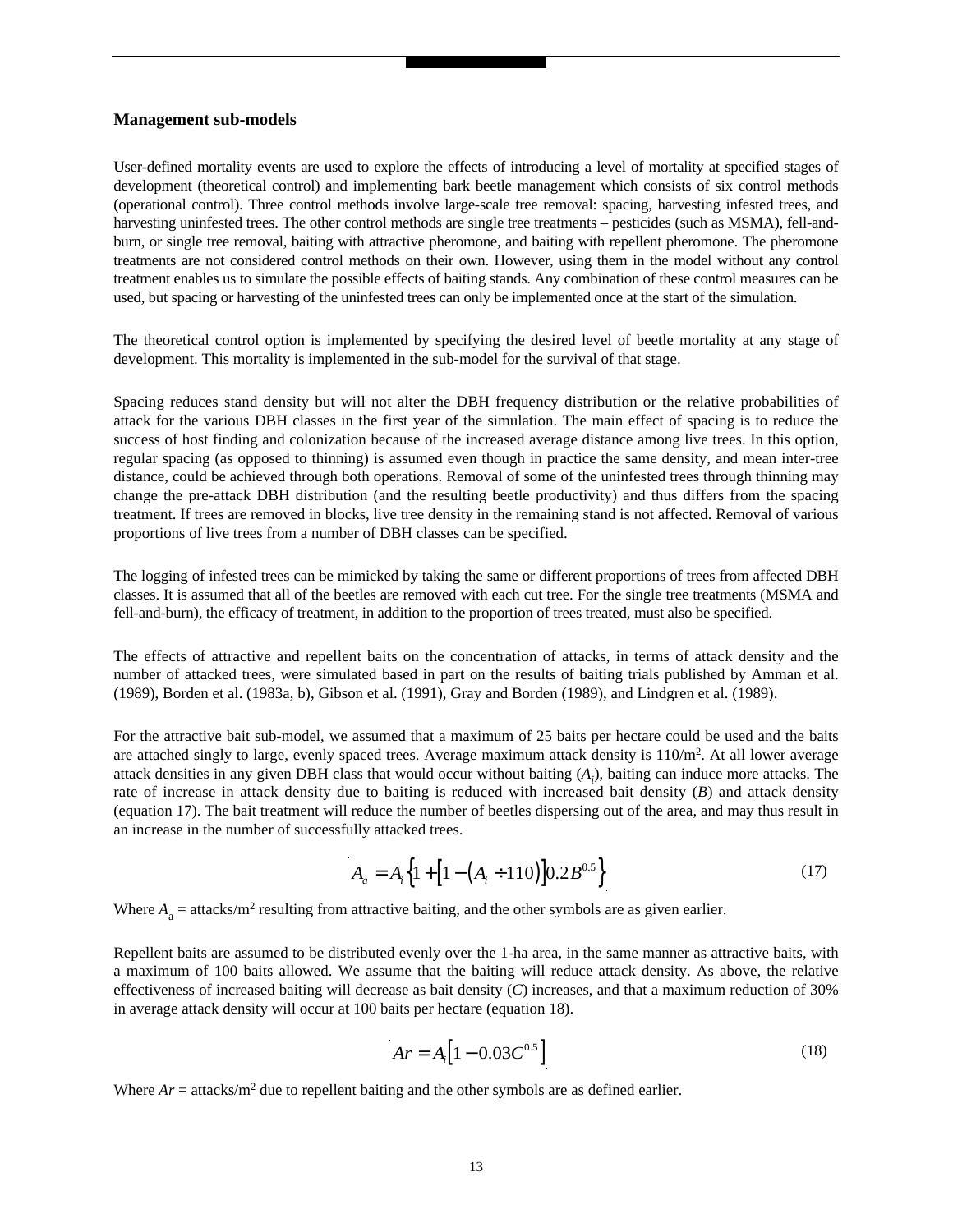## Management sub-models

User-defined mortality events are used to explore the effects of introducing a level of mortality at specified stages of development (theoretical control) and implementing bark beetle management which consists of six control methods (operational control). Three control methods involve large-scale tree removal: spacing, harvesting infested trees, and harvesting uninfested trees. The other control methods are single tree treatments – pesticides (such as MSMA), fell-and-burn, or single tree removal, baiting with attractive pheromone, and baiting with repellent pheromone. The pheromone treatments are not considered control methods on their own. However, using them in the model without any control treatment enables us to simulate the possible effects of baiting stands. Any combination of these control measures can be used, but spacing or harvesting of the uninfested trees can only be implemented once at the start of the simulation.

The theoretical control option is implemented by specifying the desired level of beetle mortality at any stage of development. This mortality is implemented in the sub-model for the survival of that stage.

Spacing reduces stand density but will not alter the DBH frequency distribution or the relative probabilities of attack for the various DBH classes in the first year of the simulation. The main effect of spacing is to reduce the success of host finding and colonization because of the increased average distance among live trees. In this option, regular spacing (as opposed to thinning) is assumed even though in practice the same density, and mean inter-tree distance, could be achieved through both operations. Removal of some of the uninfested trees through thinning may change the pre-attack DBH distribution (and the resulting beetle productivity) and thus differs from the spacing treatment. If trees are removed in blocks, live tree density in the remaining stand is not affected. Removal of various proportions of live trees from a number of DBH classes can be specified.

The logging of infested trees can be mimicked by taking the same or different proportions of trees from affected DBH classes. It is assumed that all of the beetles are removed with each cut tree. For the single tree treatments (MSMA and fell-and-burn), the efficacy of treatment, in addition to the proportion of trees treated, must also be specified.

The effects of attractive and repellent baits on the concentration of attacks, in terms of attack density and the number of attacked trees, were simulated based in part on the results of baiting trials published by Amman et al. (1989), Borden et al. (1983a, b), Gibson et al. (1991), Gray and Borden (1989), and Lindgren et al. (1989).

For the attractive bait sub-model, we assumed that a maximum of 25 baits per hectare could be used and the baits are attached singly to large, evenly spaced trees. Average maximum attack density is 110/m$^2$. At all lower average attack densities in any given DBH class that would occur without baiting ($A_i$), baiting can induce more attacks. The rate of increase in attack density due to baiting is reduced with increased bait density ($B$) and attack density (equation 17). The bait treatment will reduce the number of beetles dispersing out of the area, and may thus result in an increase in the number of successfully attacked trees.

$$A_a = A_i \left\{ 1 + \left[ 1 - \left( A_i \div 110 \right) \right] 0.2 B^{0.5} \right\} \tag{17}$$

Where $A_a$ = attacks/m$^2$ resulting from attractive baiting, and the other symbols are as given earlier.

Repellent baits are assumed to be distributed evenly over the 1-ha area, in the same manner as attractive baits, with a maximum of 100 baits allowed. We assume that the baiting will reduce attack density. As above, the relative effectiveness of increased baiting will decrease as bait density ($C$) increases, and that a maximum reduction of 30% in average attack density will occur at 100 baits per hectare (equation 18).

$$Ar = A_i \left[ 1 - 0.03 C^{0.5} \right] \tag{18}$$

Where $Ar$ = attacks/m$^2$ due to repellent baiting and the other symbols are as defined earlier.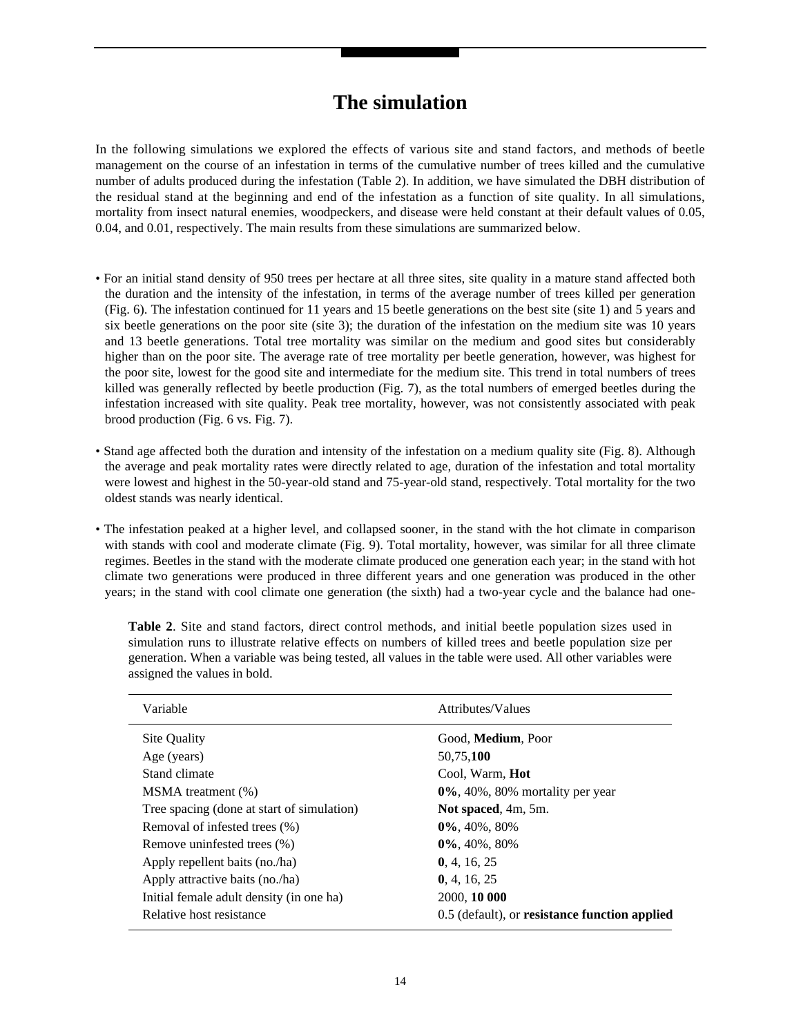# The simulation

In the following simulations we explored the effects of various site and stand factors, and methods of beetle management on the course of an infestation in terms of the cumulative number of trees killed and the cumulative number of adults produced during the infestation (Table 2). In addition, we have simulated the DBH distribution of the residual stand at the beginning and end of the infestation as a function of site quality. In all simulations, mortality from insect natural enemies, woodpeckers, and disease were held constant at their default values of 0.05, 0.04, and 0.01, respectively. The main results from these simulations are summarized below.

- For an initial stand density of 950 trees per hectare at all three sites, site quality in a mature stand affected both the duration and the intensity of the infestation, in terms of the average number of trees killed per generation (Fig. 6). The infestation continued for 11 years and 15 beetle generations on the best site (site 1) and 5 years and six beetle generations on the poor site (site 3); the duration of the infestation on the medium site was 10 years and 13 beetle generations. Total tree mortality was similar on the medium and good sites but considerably higher than on the poor site. The average rate of tree mortality per beetle generation, however, was highest for the poor site, lowest for the good site and intermediate for the medium site. This trend in total numbers of trees killed was generally reflected by beetle production (Fig. 7), as the total numbers of emerged beetles during the infestation increased with site quality. Peak tree mortality, however, was not consistently associated with peak brood production (Fig. 6 vs. Fig. 7).

- Stand age affected both the duration and intensity of the infestation on a medium quality site (Fig. 8). Although the average and peak mortality rates were directly related to age, duration of the infestation and total mortality were lowest and highest in the 50-year-old stand and 75-year-old stand, respectively. Total mortality for the two oldest stands was nearly identical.

- The infestation peaked at a higher level, and collapsed sooner, in the stand with the hot climate in comparison with stands with cool and moderate climate (Fig. 9). Total mortality, however, was similar for all three climate regimes. Beetles in the stand with the moderate climate produced one generation each year; in the stand with hot climate two generations were produced in three different years and one generation was produced in the other years; in the stand with cool climate one generation (the sixth) had a two-year cycle and the balance had one-

**Table 2**. Site and stand factors, direct control methods, and initial beetle population sizes used in simulation runs to illustrate relative effects on numbers of killed trees and beetle population size per generation. When a variable was being tested, all values in the table were used. All other variables were assigned the values in bold.

| Variable | Attributes/Values |
|---|---|
| Site Quality | Good, **Medium**, Poor |
| Age (years) | 50,75,**100** |
| Stand climate | Cool, Warm, **Hot** |
| MSMA treatment (%) | **0%**, 40%, 80% mortality per year |
| Tree spacing (done at start of simulation) | **Not spaced**, 4m, 5m. |
| Removal of infested trees (%) | **0%**, 40%, 80% |
| Remove uninfested trees (%) | **0%**, 40%, 80% |
| Apply repellent baits (no./ha) | **0**, 4, 16, 25 |
| Apply attractive baits (no./ha) | **0**, 4, 16, 25 |
| Initial female adult density (in one ha) | 2000, **10 000** |
| Relative host resistance | 0.5 (default), or **resistance function applied** |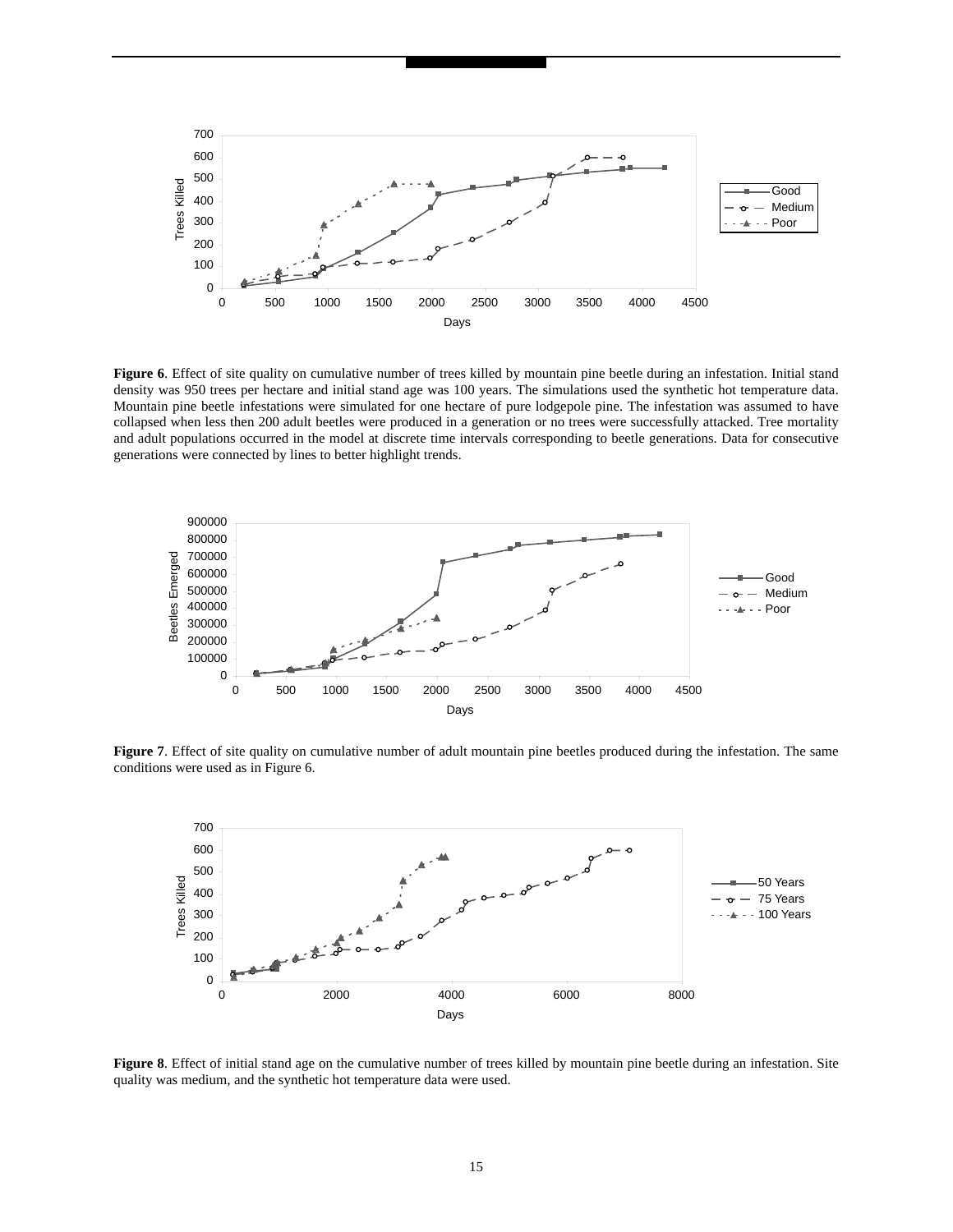**Figure 6**. Effect of site quality on cumulative number of trees killed by mountain pine beetle during an infestation. Initial stand density was 950 trees per hectare and initial stand age was 100 years. The simulations used the synthetic hot temperature data. Mountain pine beetle infestations were simulated for one hectare of pure lodgepole pine. The infestation was assumed to have collapsed when less then 200 adult beetles were produced in a generation or no trees were successfully attacked. Tree mortality and adult populations occurred in the model at discrete time intervals corresponding to beetle generations. Data for consecutive generations were connected by lines to better highlight trends.

**Figure 7**. Effect of site quality on cumulative number of adult mountain pine beetles produced during the infestation. The same conditions were used as in Figure 6.

**Figure 8**. Effect of initial stand age on the cumulative number of trees killed by mountain pine beetle during an infestation. Site quality was medium, and the synthetic hot temperature data were used.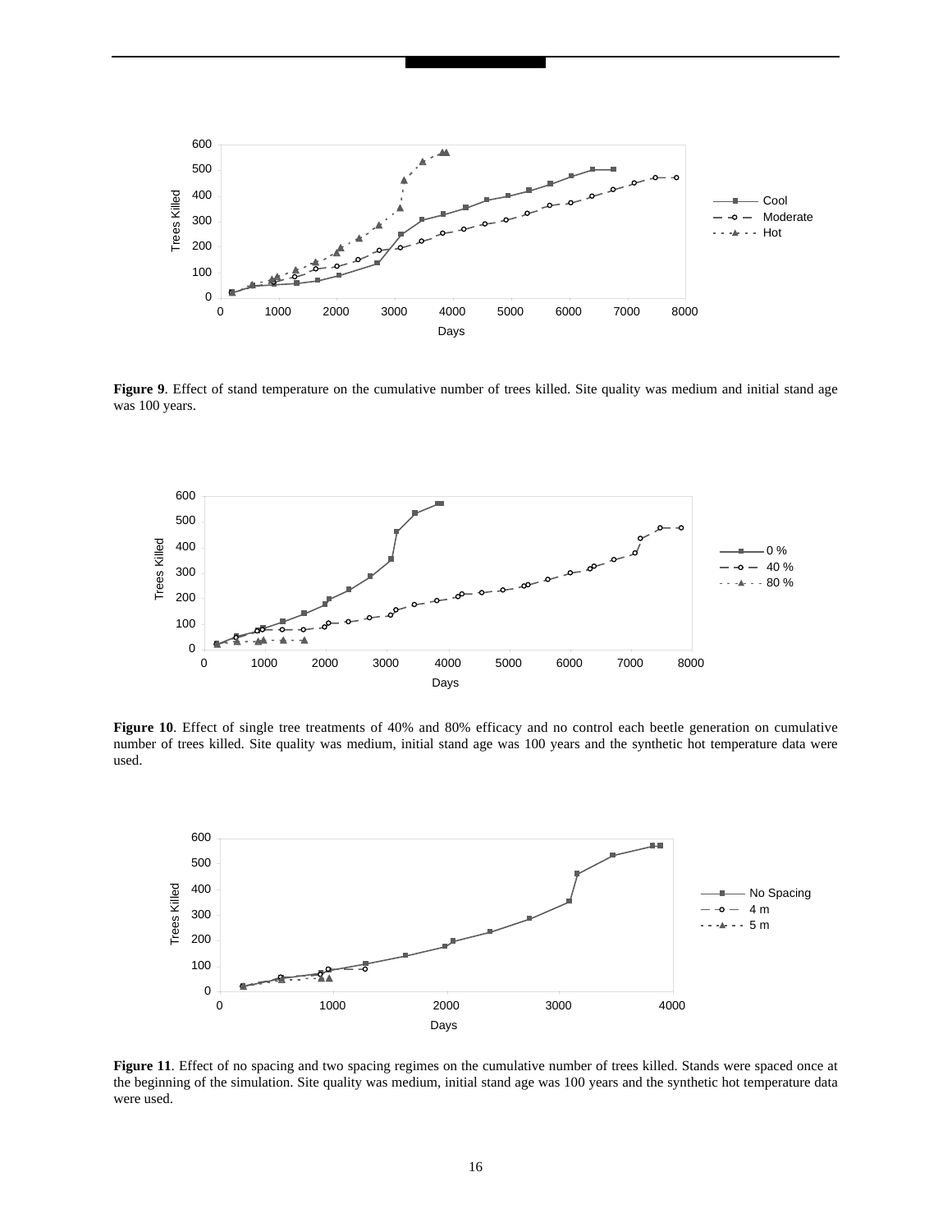**Figure 9**. Effect of stand temperature on the cumulative number of trees killed. Site quality was medium and initial stand age was 100 years.

**Figure 10**. Effect of single tree treatments of 40% and 80% efficacy and no control each beetle generation on cumulative number of trees killed. Site quality was medium, initial stand age was 100 years and the synthetic hot temperature data were used.

**Figure 11**. Effect of no spacing and two spacing regimes on the cumulative number of trees killed. Stands were spaced once at the beginning of the simulation. Site quality was medium, initial stand age was 100 years and the synthetic hot temperature data were used.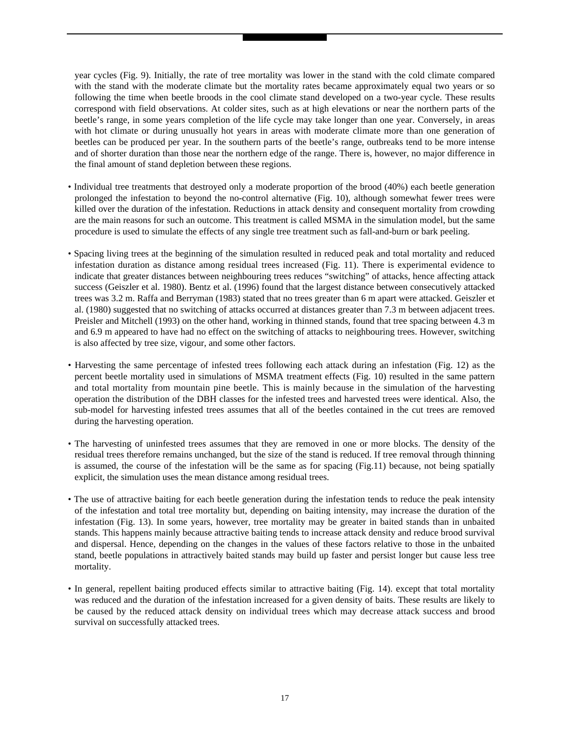year cycles (Fig. 9). Initially, the rate of tree mortality was lower in the stand with the cold climate compared with the stand with the moderate climate but the mortality rates became approximately equal two years or so following the time when beetle broods in the cool climate stand developed on a two-year cycle. These results correspond with field observations. At colder sites, such as at high elevations or near the northern parts of the beetle's range, in some years completion of the life cycle may take longer than one year. Conversely, in areas with hot climate or during unusually hot years in areas with moderate climate more than one generation of beetles can be produced per year. In the southern parts of the beetle's range, outbreaks tend to be more intense and of shorter duration than those near the northern edge of the range. There is, however, no major difference in the final amount of stand depletion between these regions.

- Individual tree treatments that destroyed only a moderate proportion of the brood (40%) each beetle generation prolonged the infestation to beyond the no-control alternative (Fig. 10), although somewhat fewer trees were killed over the duration of the infestation. Reductions in attack density and consequent mortality from crowding are the main reasons for such an outcome. This treatment is called MSMA in the simulation model, but the same procedure is used to simulate the effects of any single tree treatment such as fall-and-burn or bark peeling.

- Spacing living trees at the beginning of the simulation resulted in reduced peak and total mortality and reduced infestation duration as distance among residual trees increased (Fig. 11). There is experimental evidence to indicate that greater distances between neighbouring trees reduces "switching" of attacks, hence affecting attack success (Geiszler et al. 1980). Bentz et al. (1996) found that the largest distance between consecutively attacked trees was 3.2 m. Raffa and Berryman (1983) stated that no trees greater than 6 m apart were attacked. Geiszler et al. (1980) suggested that no switching of attacks occurred at distances greater than 7.3 m between adjacent trees. Preisler and Mitchell (1993) on the other hand, working in thinned stands, found that tree spacing between 4.3 m and 6.9 m appeared to have had no effect on the switching of attacks to neighbouring trees. However, switching is also affected by tree size, vigour, and some other factors.

- Harvesting the same percentage of infested trees following each attack during an infestation (Fig. 12) as the percent beetle mortality used in simulations of MSMA treatment effects (Fig. 10) resulted in the same pattern and total mortality from mountain pine beetle. This is mainly because in the simulation of the harvesting operation the distribution of the DBH classes for the infested trees and harvested trees were identical. Also, the sub-model for harvesting infested trees assumes that all of the beetles contained in the cut trees are removed during the harvesting operation.

- The harvesting of uninfested trees assumes that they are removed in one or more blocks. The density of the residual trees therefore remains unchanged, but the size of the stand is reduced. If tree removal through thinning is assumed, the course of the infestation will be the same as for spacing (Fig.11) because, not being spatially explicit, the simulation uses the mean distance among residual trees.

- The use of attractive baiting for each beetle generation during the infestation tends to reduce the peak intensity of the infestation and total tree mortality but, depending on baiting intensity, may increase the duration of the infestation (Fig. 13). In some years, however, tree mortality may be greater in baited stands than in unbaited stands. This happens mainly because attractive baiting tends to increase attack density and reduce brood survival and dispersal. Hence, depending on the changes in the values of these factors relative to those in the unbaited stand, beetle populations in attractively baited stands may build up faster and persist longer but cause less tree mortality.

- In general, repellent baiting produced effects similar to attractive baiting (Fig. 14). except that total mortality was reduced and the duration of the infestation increased for a given density of baits. These results are likely to be caused by the reduced attack density on individual trees which may decrease attack success and brood survival on successfully attacked trees.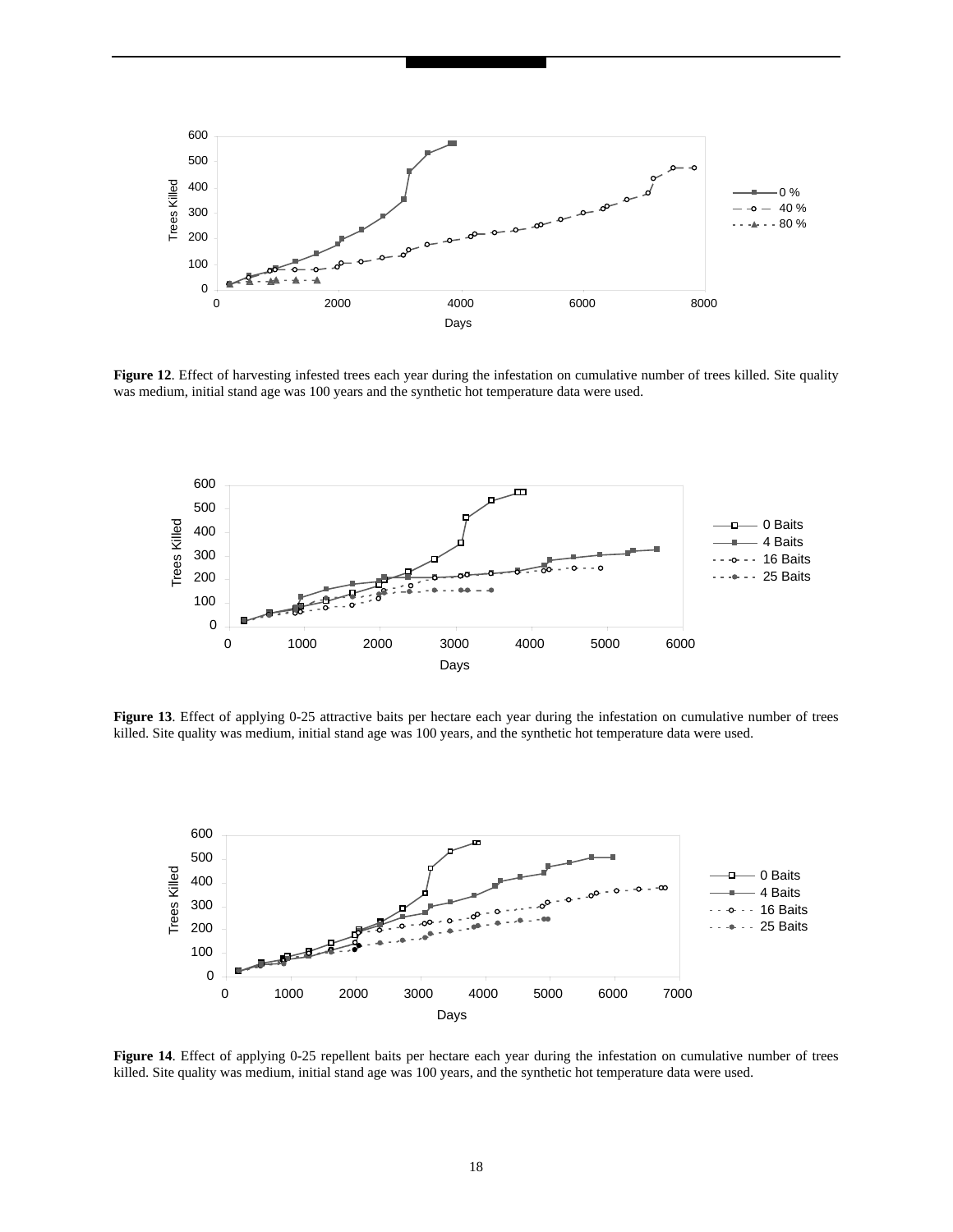**Figure 12**. Effect of harvesting infested trees each year during the infestation on cumulative number of trees killed. Site quality was medium, initial stand age was 100 years and the synthetic hot temperature data were used.

**Figure 13**. Effect of applying 0-25 attractive baits per hectare each year during the infestation on cumulative number of trees killed. Site quality was medium, initial stand age was 100 years, and the synthetic hot temperature data were used.

**Figure 14**. Effect of applying 0-25 repellent baits per hectare each year during the infestation on cumulative number of trees killed. Site quality was medium, initial stand age was 100 years, and the synthetic hot temperature data were used.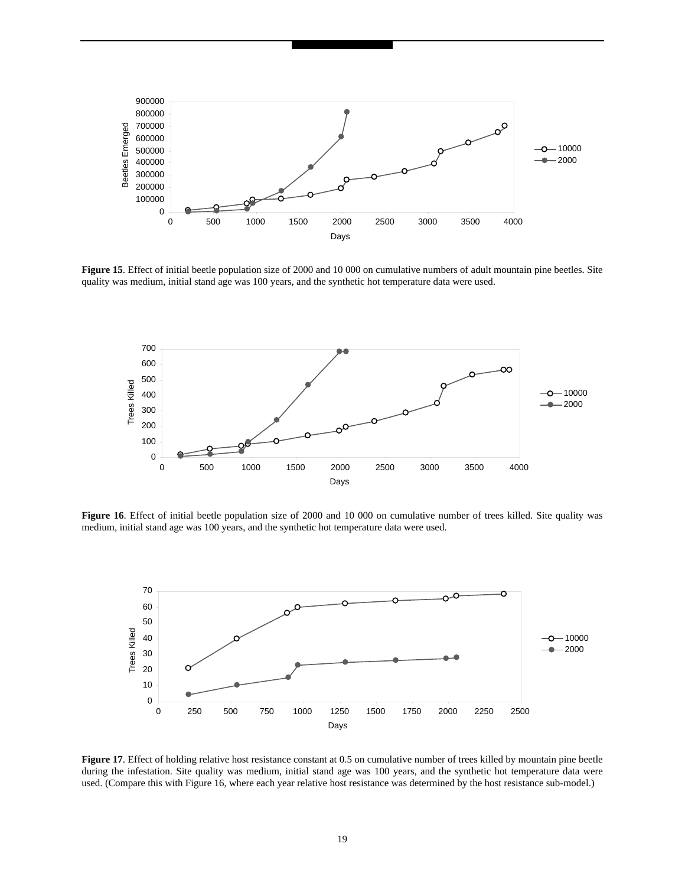**Figure 15**. Effect of initial beetle population size of 2000 and 10 000 on cumulative numbers of adult mountain pine beetles. Site quality was medium, initial stand age was 100 years, and the synthetic hot temperature data were used.

**Figure 16**. Effect of initial beetle population size of 2000 and 10 000 on cumulative number of trees killed. Site quality was medium, initial stand age was 100 years, and the synthetic hot temperature data were used.

**Figure 17**. Effect of holding relative host resistance constant at 0.5 on cumulative number of trees killed by mountain pine beetle during the infestation. Site quality was medium, initial stand age was 100 years, and the synthetic hot temperature data were used. (Compare this with Figure 16, where each year relative host resistance was determined by the host resistance sub-model.)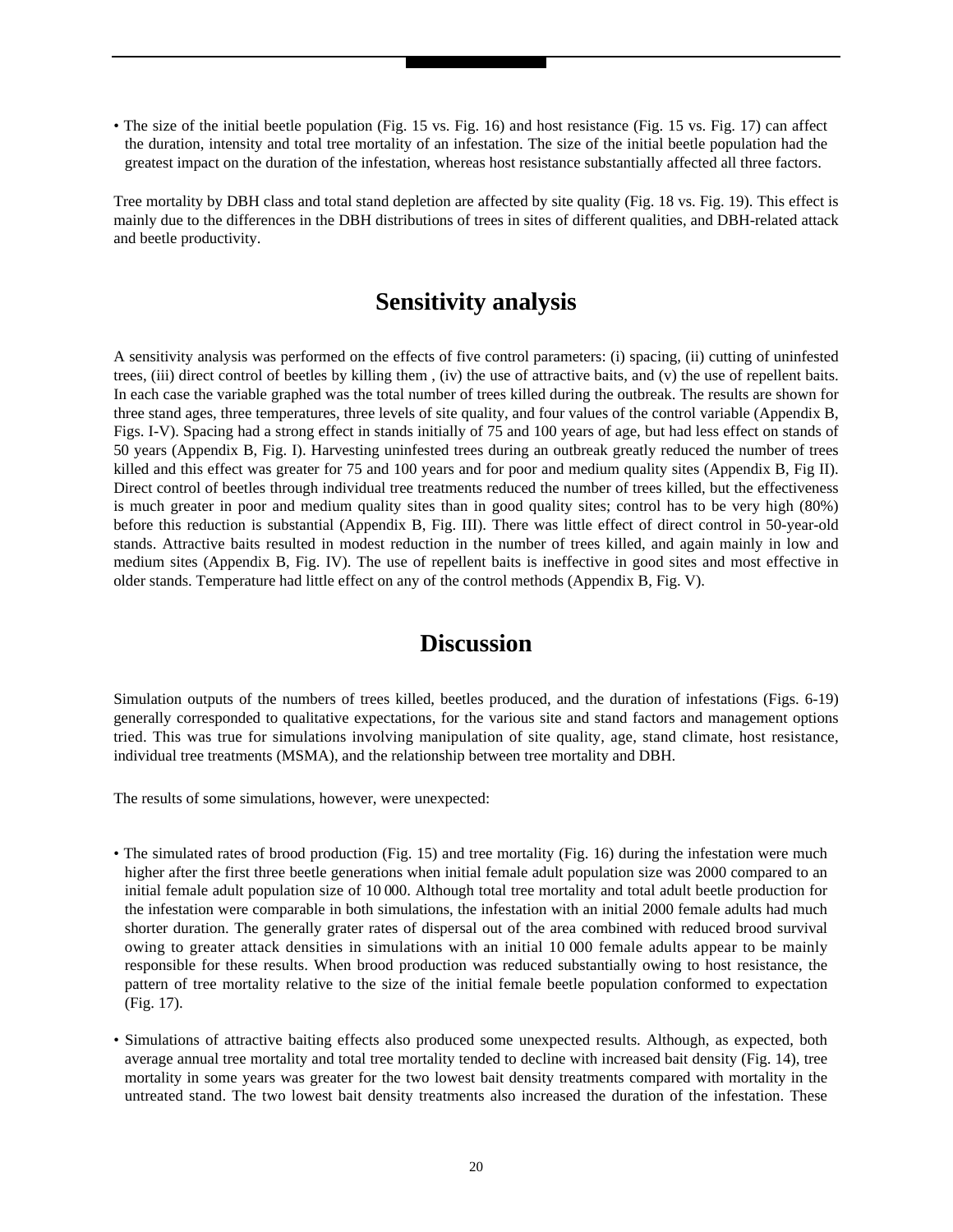- The size of the initial beetle population (Fig. 15 vs. Fig. 16) and host resistance (Fig. 15 vs. Fig. 17) can affect the duration, intensity and total tree mortality of an infestation. The size of the initial beetle population had the greatest impact on the duration of the infestation, whereas host resistance substantially affected all three factors.

Tree mortality by DBH class and total stand depletion are affected by site quality (Fig. 18 vs. Fig. 19). This effect is mainly due to the differences in the DBH distributions of trees in sites of different qualities, and DBH-related attack and beetle productivity.

## Sensitivity analysis

A sensitivity analysis was performed on the effects of five control parameters: (i) spacing, (ii) cutting of uninfested trees, (iii) direct control of beetles by killing them , (iv) the use of attractive baits, and (v) the use of repellent baits. In each case the variable graphed was the total number of trees killed during the outbreak. The results are shown for three stand ages, three temperatures, three levels of site quality, and four values of the control variable (Appendix B, Figs. I-V). Spacing had a strong effect in stands initially of 75 and 100 years of age, but had less effect on stands of 50 years (Appendix B, Fig. I). Harvesting uninfested trees during an outbreak greatly reduced the number of trees killed and this effect was greater for 75 and 100 years and for poor and medium quality sites (Appendix B, Fig II). Direct control of beetles through individual tree treatments reduced the number of trees killed, but the effectiveness is much greater in poor and medium quality sites than in good quality sites; control has to be very high (80%) before this reduction is substantial (Appendix B, Fig. III). There was little effect of direct control in 50-year-old stands. Attractive baits resulted in modest reduction in the number of trees killed, and again mainly in low and medium sites (Appendix B, Fig. IV). The use of repellent baits is ineffective in good sites and most effective in older stands. Temperature had little effect on any of the control methods (Appendix B, Fig. V).

## Discussion

Simulation outputs of the numbers of trees killed, beetles produced, and the duration of infestations (Figs. 6-19) generally corresponded to qualitative expectations, for the various site and stand factors and management options tried. This was true for simulations involving manipulation of site quality, age, stand climate, host resistance, individual tree treatments (MSMA), and the relationship between tree mortality and DBH.

The results of some simulations, however, were unexpected:

- The simulated rates of brood production (Fig. 15) and tree mortality (Fig. 16) during the infestation were much higher after the first three beetle generations when initial female adult population size was 2000 compared to an initial female adult population size of 10 000. Although total tree mortality and total adult beetle production for the infestation were comparable in both simulations, the infestation with an initial 2000 female adults had much shorter duration. The generally grater rates of dispersal out of the area combined with reduced brood survival owing to greater attack densities in simulations with an initial 10 000 female adults appear to be mainly responsible for these results. When brood production was reduced substantially owing to host resistance, the pattern of tree mortality relative to the size of the initial female beetle population conformed to expectation (Fig. 17).

- Simulations of attractive baiting effects also produced some unexpected results. Although, as expected, both average annual tree mortality and total tree mortality tended to decline with increased bait density (Fig. 14), tree mortality in some years was greater for the two lowest bait density treatments compared with mortality in the untreated stand. The two lowest bait density treatments also increased the duration of the infestation. These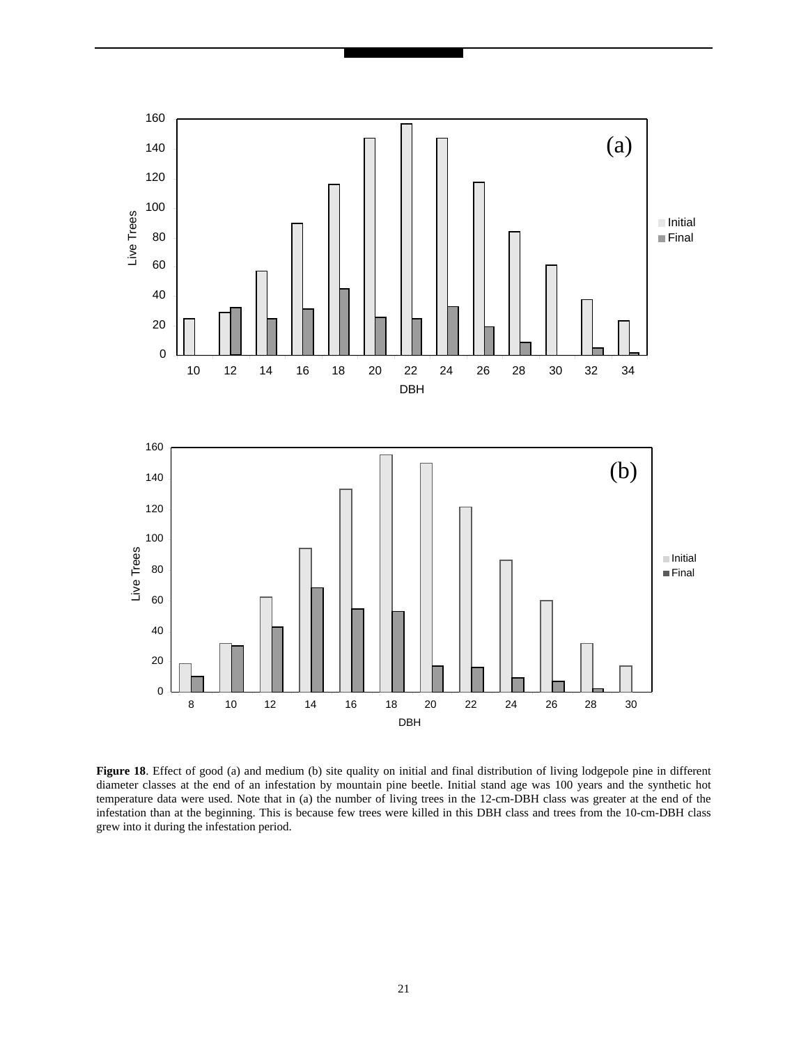**Figure 18**. Effect of good (a) and medium (b) site quality on initial and final distribution of living lodgepole pine in different diameter classes at the end of an infestation by mountain pine beetle. Initial stand age was 100 years and the synthetic hot temperature data were used. Note that in (a) the number of living trees in the 12-cm-DBH class was greater at the end of the infestation than at the beginning. This is because few trees were killed in this DBH class and trees from the 10-cm-DBH class grew into it during the infestation period.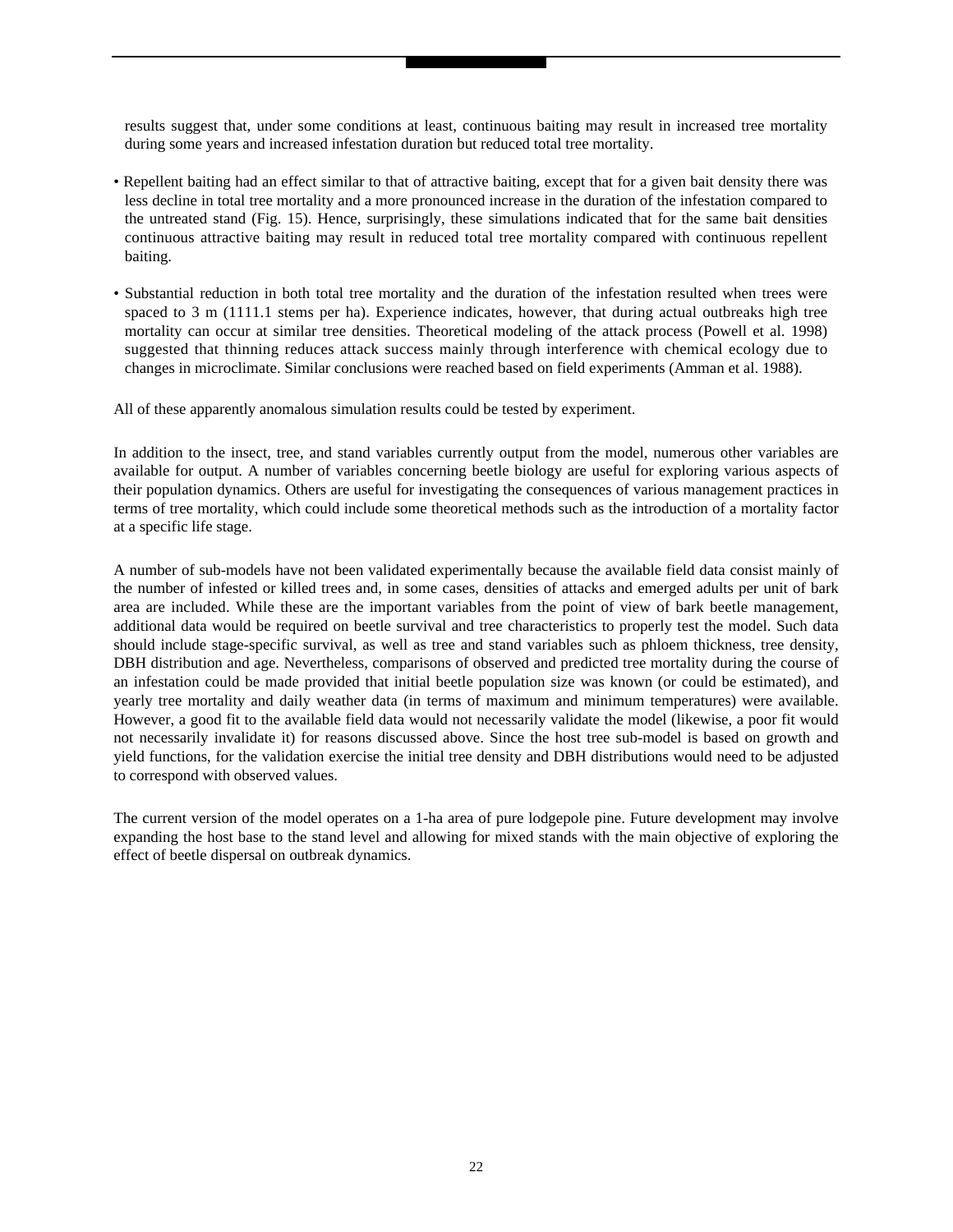results suggest that, under some conditions at least, continuous baiting may result in increased tree mortality during some years and increased infestation duration but reduced total tree mortality.

- Repellent baiting had an effect similar to that of attractive baiting, except that for a given bait density there was less decline in total tree mortality and a more pronounced increase in the duration of the infestation compared to the untreated stand (Fig. 15). Hence, surprisingly, these simulations indicated that for the same bait densities continuous attractive baiting may result in reduced total tree mortality compared with continuous repellent baiting.

- Substantial reduction in both total tree mortality and the duration of the infestation resulted when trees were spaced to 3 m (1111.1 stems per ha). Experience indicates, however, that during actual outbreaks high tree mortality can occur at similar tree densities. Theoretical modeling of the attack process (Powell et al. 1998) suggested that thinning reduces attack success mainly through interference with chemical ecology due to changes in microclimate. Similar conclusions were reached based on field experiments (Amman et al. 1988).

All of these apparently anomalous simulation results could be tested by experiment.

In addition to the insect, tree, and stand variables currently output from the model, numerous other variables are available for output. A number of variables concerning beetle biology are useful for exploring various aspects of their population dynamics. Others are useful for investigating the consequences of various management practices in terms of tree mortality, which could include some theoretical methods such as the introduction of a mortality factor at a specific life stage.

A number of sub-models have not been validated experimentally because the available field data consist mainly of the number of infested or killed trees and, in some cases, densities of attacks and emerged adults per unit of bark area are included. While these are the important variables from the point of view of bark beetle management, additional data would be required on beetle survival and tree characteristics to properly test the model. Such data should include stage-specific survival, as well as tree and stand variables such as phloem thickness, tree density, DBH distribution and age. Nevertheless, comparisons of observed and predicted tree mortality during the course of an infestation could be made provided that initial beetle population size was known (or could be estimated), and yearly tree mortality and daily weather data (in terms of maximum and minimum temperatures) were available. However, a good fit to the available field data would not necessarily validate the model (likewise, a poor fit would not necessarily invalidate it) for reasons discussed above. Since the host tree sub-model is based on growth and yield functions, for the validation exercise the initial tree density and DBH distributions would need to be adjusted to correspond with observed values.

The current version of the model operates on a 1-ha area of pure lodgepole pine. Future development may involve expanding the host base to the stand level and allowing for mixed stands with the main objective of exploring the effect of beetle dispersal on outbreak dynamics.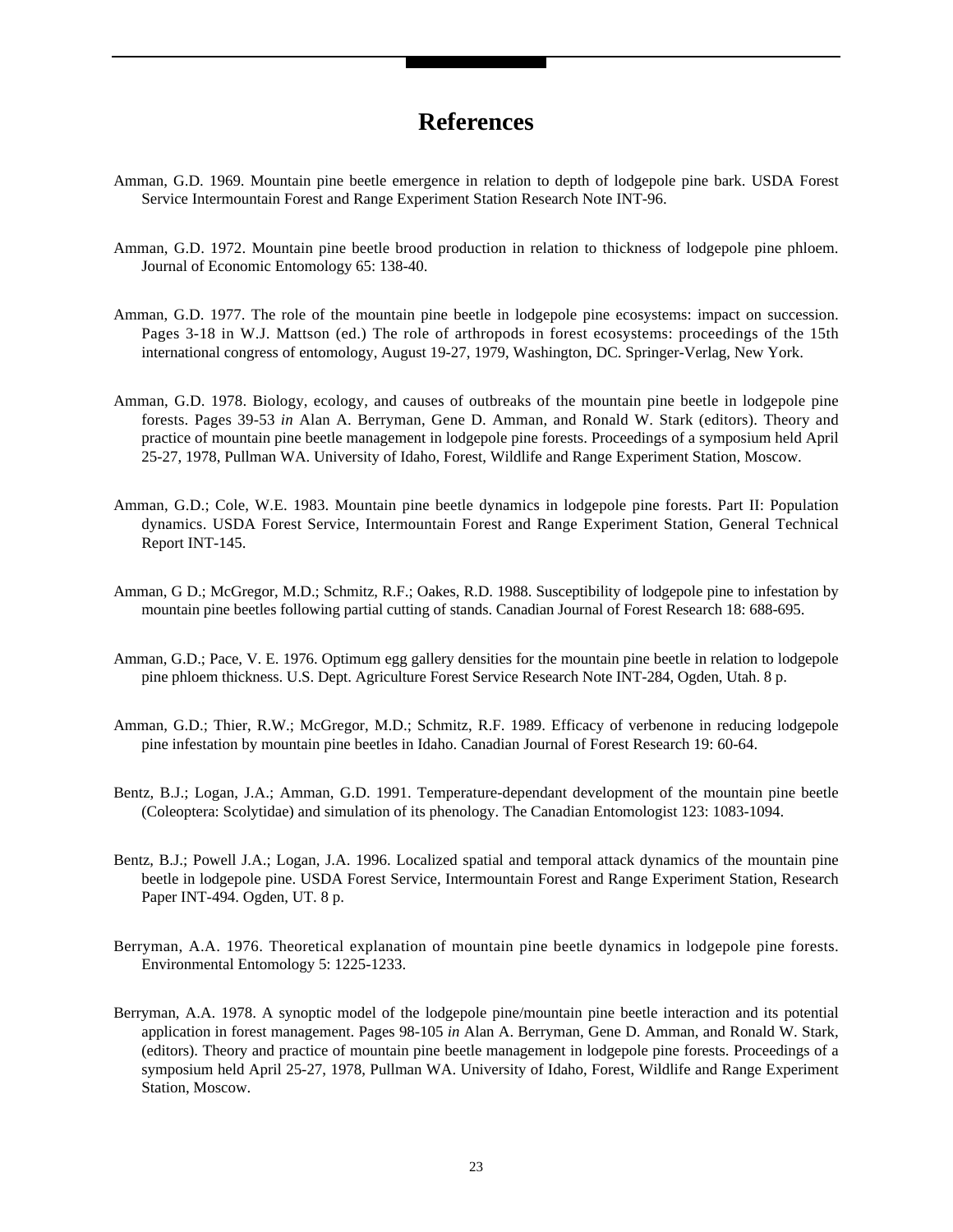# References

Amman, G.D. 1969. Mountain pine beetle emergence in relation to depth of lodgepole pine bark. USDA Forest Service Intermountain Forest and Range Experiment Station Research Note INT-96.

Amman, G.D. 1972. Mountain pine beetle brood production in relation to thickness of lodgepole pine phloem. Journal of Economic Entomology 65: 138-40.

Amman, G.D. 1977. The role of the mountain pine beetle in lodgepole pine ecosystems: impact on succession. Pages 3-18 in W.J. Mattson (ed.) The role of arthropods in forest ecosystems: proceedings of the 15th international congress of entomology, August 19-27, 1979, Washington, DC. Springer-Verlag, New York.

Amman, G.D. 1978. Biology, ecology, and causes of outbreaks of the mountain pine beetle in lodgepole pine forests. Pages 39-53 *in* Alan A. Berryman, Gene D. Amman, and Ronald W. Stark (editors). Theory and practice of mountain pine beetle management in lodgepole pine forests. Proceedings of a symposium held April 25-27, 1978, Pullman WA. University of Idaho, Forest, Wildlife and Range Experiment Station, Moscow.

Amman, G.D.; Cole, W.E. 1983. Mountain pine beetle dynamics in lodgepole pine forests. Part II: Population dynamics. USDA Forest Service, Intermountain Forest and Range Experiment Station, General Technical Report INT-145.

Amman, G D.; McGregor, M.D.; Schmitz, R.F.; Oakes, R.D. 1988. Susceptibility of lodgepole pine to infestation by mountain pine beetles following partial cutting of stands. Canadian Journal of Forest Research 18: 688-695.

Amman, G.D.; Pace, V. E. 1976. Optimum egg gallery densities for the mountain pine beetle in relation to lodgepole pine phloem thickness. U.S. Dept. Agriculture Forest Service Research Note INT-284, Ogden, Utah. 8 p.

Amman, G.D.; Thier, R.W.; McGregor, M.D.; Schmitz, R.F. 1989. Efficacy of verbenone in reducing lodgepole pine infestation by mountain pine beetles in Idaho. Canadian Journal of Forest Research 19: 60-64.

Bentz, B.J.; Logan, J.A.; Amman, G.D. 1991. Temperature-dependant development of the mountain pine beetle (Coleoptera: Scolytidae) and simulation of its phenology. The Canadian Entomologist 123: 1083-1094.

Bentz, B.J.; Powell J.A.; Logan, J.A. 1996. Localized spatial and temporal attack dynamics of the mountain pine beetle in lodgepole pine. USDA Forest Service, Intermountain Forest and Range Experiment Station, Research Paper INT-494. Ogden, UT. 8 p.

Berryman, A.A. 1976. Theoretical explanation of mountain pine beetle dynamics in lodgepole pine forests. Environmental Entomology 5: 1225-1233.

Berryman, A.A. 1978. A synoptic model of the lodgepole pine/mountain pine beetle interaction and its potential application in forest management. Pages 98-105 *in* Alan A. Berryman, Gene D. Amman, and Ronald W. Stark, (editors). Theory and practice of mountain pine beetle management in lodgepole pine forests. Proceedings of a symposium held April 25-27, 1978, Pullman WA. University of Idaho, Forest, Wildlife and Range Experiment Station, Moscow.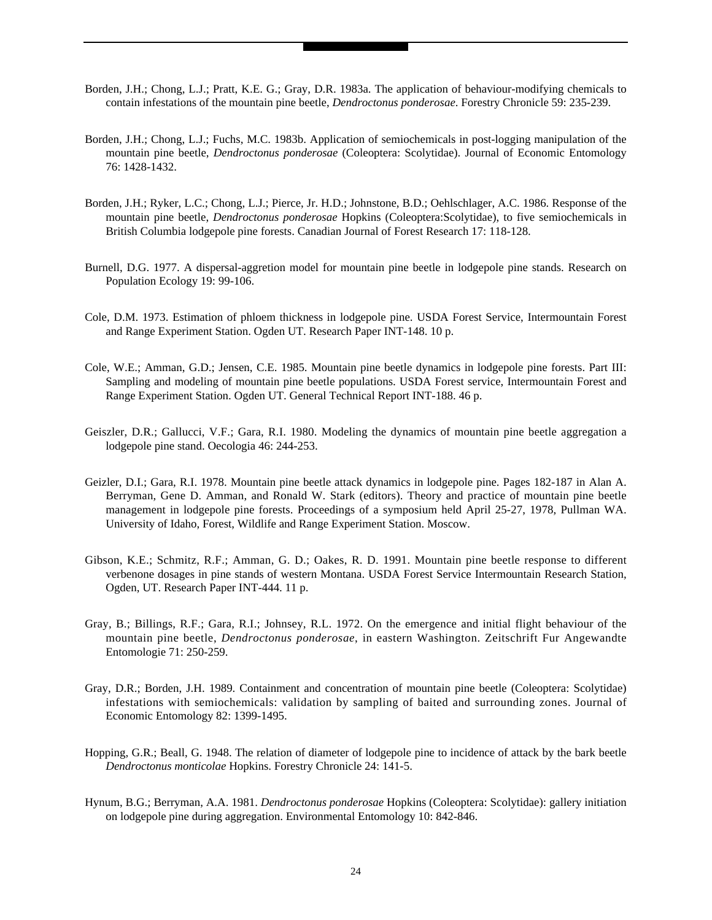Borden, J.H.; Chong, L.J.; Pratt, K.E. G.; Gray, D.R. 1983a. The application of behaviour-modifying chemicals to contain infestations of the mountain pine beetle, *Dendroctonus ponderosae*. Forestry Chronicle 59: 235-239.

Borden, J.H.; Chong, L.J.; Fuchs, M.C. 1983b. Application of semiochemicals in post-logging manipulation of the mountain pine beetle, *Dendroctonus ponderosae* (Coleoptera: Scolytidae). Journal of Economic Entomology 76: 1428-1432.

Borden, J.H.; Ryker, L.C.; Chong, L.J.; Pierce, Jr. H.D.; Johnstone, B.D.; Oehlschlager, A.C. 1986. Response of the mountain pine beetle, *Dendroctonus ponderosae* Hopkins (Coleoptera:Scolytidae), to five semiochemicals in British Columbia lodgepole pine forests. Canadian Journal of Forest Research 17: 118-128.

Burnell, D.G. 1977. A dispersal-aggretion model for mountain pine beetle in lodgepole pine stands. Research on Population Ecology 19: 99-106.

Cole, D.M. 1973. Estimation of phloem thickness in lodgepole pine. USDA Forest Service, Intermountain Forest and Range Experiment Station. Ogden UT. Research Paper INT-148. 10 p.

Cole, W.E.; Amman, G.D.; Jensen, C.E. 1985. Mountain pine beetle dynamics in lodgepole pine forests. Part III: Sampling and modeling of mountain pine beetle populations. USDA Forest service, Intermountain Forest and Range Experiment Station. Ogden UT. General Technical Report INT-188. 46 p.

Geiszler, D.R.; Gallucci, V.F.; Gara, R.I. 1980. Modeling the dynamics of mountain pine beetle aggregation a lodgepole pine stand. Oecologia 46: 244-253.

Geizler, D.I.; Gara, R.I. 1978. Mountain pine beetle attack dynamics in lodgepole pine. Pages 182-187 in Alan A. Berryman, Gene D. Amman, and Ronald W. Stark (editors). Theory and practice of mountain pine beetle management in lodgepole pine forests. Proceedings of a symposium held April 25-27, 1978, Pullman WA. University of Idaho, Forest, Wildlife and Range Experiment Station. Moscow.

Gibson, K.E.; Schmitz, R.F.; Amman, G. D.; Oakes, R. D. 1991. Mountain pine beetle response to different verbenone dosages in pine stands of western Montana. USDA Forest Service Intermountain Research Station, Ogden, UT. Research Paper INT-444. 11 p.

Gray, B.; Billings, R.F.; Gara, R.I.; Johnsey, R.L. 1972. On the emergence and initial flight behaviour of the mountain pine beetle, *Dendroctonus ponderosae*, in eastern Washington. Zeitschrift Fur Angewandte Entomologie 71: 250-259.

Gray, D.R.; Borden, J.H. 1989. Containment and concentration of mountain pine beetle (Coleoptera: Scolytidae) infestations with semiochemicals: validation by sampling of baited and surrounding zones. Journal of Economic Entomology 82: 1399-1495.

Hopping, G.R.; Beall, G. 1948. The relation of diameter of lodgepole pine to incidence of attack by the bark beetle *Dendroctonus monticolae* Hopkins. Forestry Chronicle 24: 141-5.

Hynum, B.G.; Berryman, A.A. 1981. *Dendroctonus ponderosae* Hopkins (Coleoptera: Scolytidae): gallery initiation on lodgepole pine during aggregation. Environmental Entomology 10: 842-846.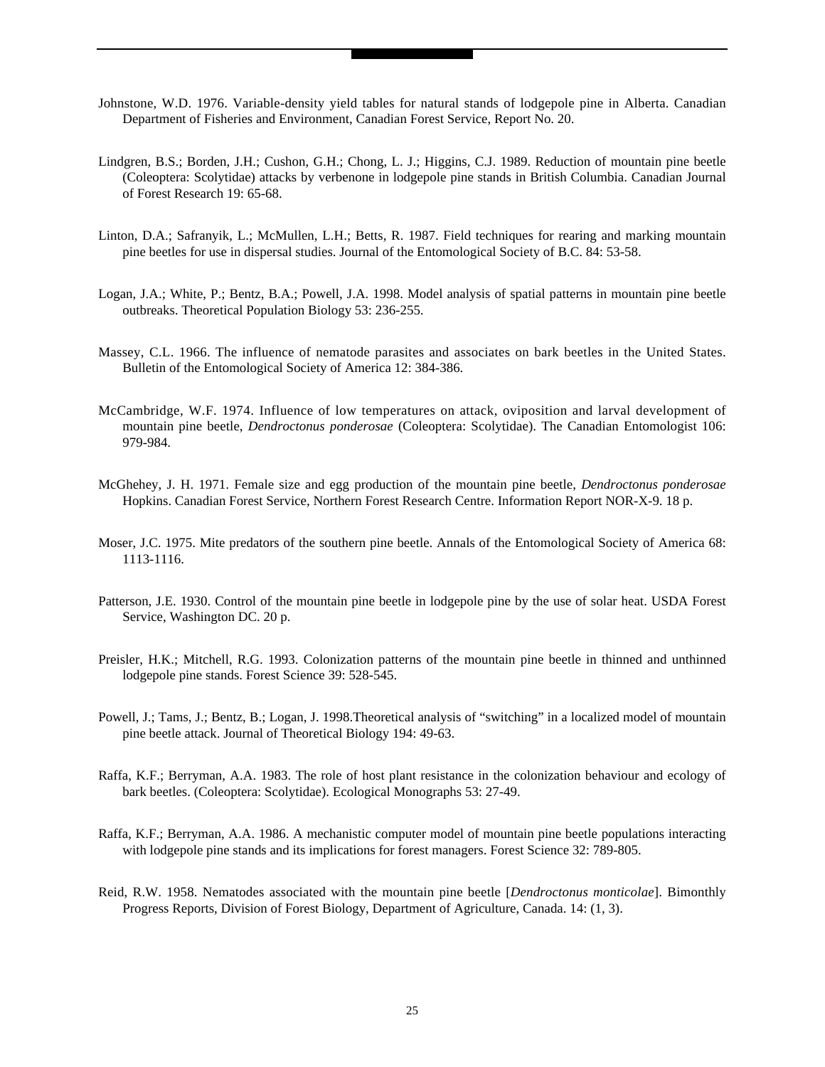Johnstone, W.D. 1976. Variable-density yield tables for natural stands of lodgepole pine in Alberta. Canadian Department of Fisheries and Environment, Canadian Forest Service, Report No. 20.

Lindgren, B.S.; Borden, J.H.; Cushon, G.H.; Chong, L. J.; Higgins, C.J. 1989. Reduction of mountain pine beetle (Coleoptera: Scolytidae) attacks by verbenone in lodgepole pine stands in British Columbia. Canadian Journal of Forest Research 19: 65-68.

Linton, D.A.; Safranyik, L.; McMullen, L.H.; Betts, R. 1987. Field techniques for rearing and marking mountain pine beetles for use in dispersal studies. Journal of the Entomological Society of B.C. 84: 53-58.

Logan, J.A.; White, P.; Bentz, B.A.; Powell, J.A. 1998. Model analysis of spatial patterns in mountain pine beetle outbreaks. Theoretical Population Biology 53: 236-255.

Massey, C.L. 1966. The influence of nematode parasites and associates on bark beetles in the United States. Bulletin of the Entomological Society of America 12: 384-386.

McCambridge, W.F. 1974. Influence of low temperatures on attack, oviposition and larval development of mountain pine beetle, *Dendroctonus ponderosae* (Coleoptera: Scolytidae). The Canadian Entomologist 106: 979-984.

McGhehey, J. H. 1971. Female size and egg production of the mountain pine beetle, *Dendroctonus ponderosae* Hopkins. Canadian Forest Service, Northern Forest Research Centre. Information Report NOR-X-9. 18 p.

Moser, J.C. 1975. Mite predators of the southern pine beetle. Annals of the Entomological Society of America 68: 1113-1116.

Patterson, J.E. 1930. Control of the mountain pine beetle in lodgepole pine by the use of solar heat. USDA Forest Service, Washington DC. 20 p.

Preisler, H.K.; Mitchell, R.G. 1993. Colonization patterns of the mountain pine beetle in thinned and unthinned lodgepole pine stands. Forest Science 39: 528-545.

Powell, J.; Tams, J.; Bentz, B.; Logan, J. 1998.Theoretical analysis of "switching" in a localized model of mountain pine beetle attack. Journal of Theoretical Biology 194: 49-63.

Raffa, K.F.; Berryman, A.A. 1983. The role of host plant resistance in the colonization behaviour and ecology of bark beetles. (Coleoptera: Scolytidae). Ecological Monographs 53: 27-49.

Raffa, K.F.; Berryman, A.A. 1986. A mechanistic computer model of mountain pine beetle populations interacting with lodgepole pine stands and its implications for forest managers. Forest Science 32: 789-805.

Reid, R.W. 1958. Nematodes associated with the mountain pine beetle [*Dendroctonus monticolae*]. Bimonthly Progress Reports, Division of Forest Biology, Department of Agriculture, Canada. 14: (1, 3).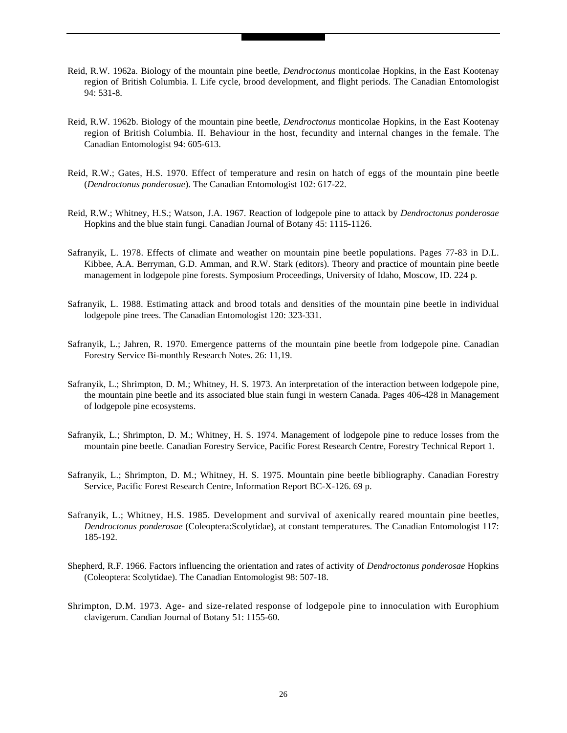Reid, R.W. 1962a. Biology of the mountain pine beetle, *Dendroctonus* monticolae Hopkins, in the East Kootenay region of British Columbia. I. Life cycle, brood development, and flight periods. The Canadian Entomologist 94: 531-8.

Reid, R.W. 1962b. Biology of the mountain pine beetle, *Dendroctonus* monticolae Hopkins, in the East Kootenay region of British Columbia. II. Behaviour in the host, fecundity and internal changes in the female. The Canadian Entomologist 94: 605-613.

Reid, R.W.; Gates, H.S. 1970. Effect of temperature and resin on hatch of eggs of the mountain pine beetle (*Dendroctonus ponderosae*). The Canadian Entomologist 102: 617-22.

Reid, R.W.; Whitney, H.S.; Watson, J.A. 1967. Reaction of lodgepole pine to attack by *Dendroctonus ponderosae* Hopkins and the blue stain fungi. Canadian Journal of Botany 45: 1115-1126.

Safranyik, L. 1978. Effects of climate and weather on mountain pine beetle populations. Pages 77-83 in D.L. Kibbee, A.A. Berryman, G.D. Amman, and R.W. Stark (editors). Theory and practice of mountain pine beetle management in lodgepole pine forests. Symposium Proceedings, University of Idaho, Moscow, ID. 224 p.

Safranyik, L. 1988. Estimating attack and brood totals and densities of the mountain pine beetle in individual lodgepole pine trees. The Canadian Entomologist 120: 323-331.

Safranyik, L.; Jahren, R. 1970. Emergence patterns of the mountain pine beetle from lodgepole pine. Canadian Forestry Service Bi-monthly Research Notes. 26: 11,19.

Safranyik, L.; Shrimpton, D. M.; Whitney, H. S. 1973. An interpretation of the interaction between lodgepole pine, the mountain pine beetle and its associated blue stain fungi in western Canada. Pages 406-428 in Management of lodgepole pine ecosystems.

Safranyik, L.; Shrimpton, D. M.; Whitney, H. S. 1974. Management of lodgepole pine to reduce losses from the mountain pine beetle. Canadian Forestry Service, Pacific Forest Research Centre, Forestry Technical Report 1.

Safranyik, L.; Shrimpton, D. M.; Whitney, H. S. 1975. Mountain pine beetle bibliography. Canadian Forestry Service, Pacific Forest Research Centre, Information Report BC-X-126. 69 p.

Safranyik, L.; Whitney, H.S. 1985. Development and survival of axenically reared mountain pine beetles, *Dendroctonus ponderosae* (Coleoptera:Scolytidae), at constant temperatures. The Canadian Entomologist 117: 185-192.

Shepherd, R.F. 1966. Factors influencing the orientation and rates of activity of *Dendroctonus ponderosae* Hopkins (Coleoptera: Scolytidae). The Canadian Entomologist 98: 507-18.

Shrimpton, D.M. 1973. Age- and size-related response of lodgepole pine to innoculation with Europhium clavigerum. Candian Journal of Botany 51: 1155-60.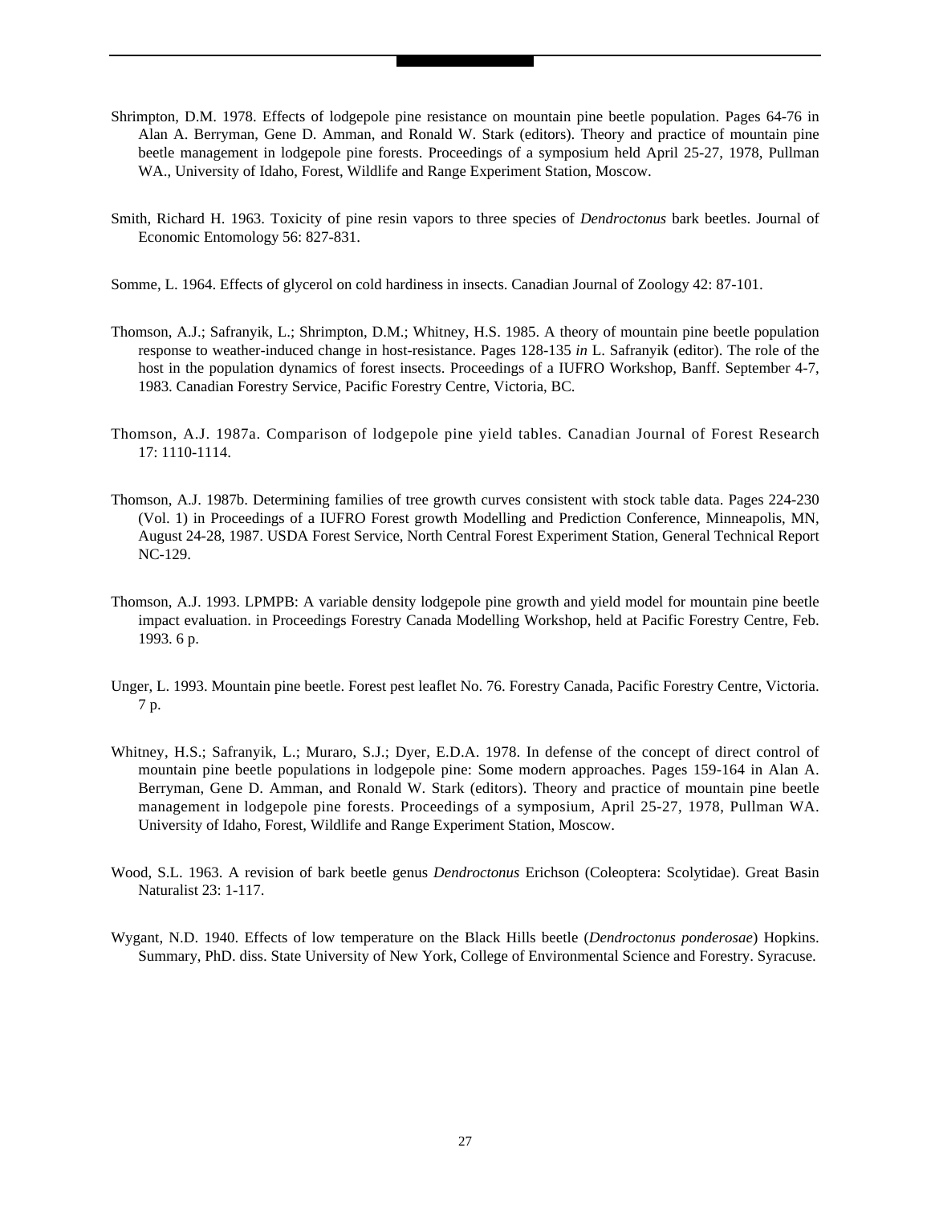Shrimpton, D.M. 1978. Effects of lodgepole pine resistance on mountain pine beetle population. Pages 64-76 in Alan A. Berryman, Gene D. Amman, and Ronald W. Stark (editors). Theory and practice of mountain pine beetle management in lodgepole pine forests. Proceedings of a symposium held April 25-27, 1978, Pullman WA., University of Idaho, Forest, Wildlife and Range Experiment Station, Moscow.

Smith, Richard H. 1963. Toxicity of pine resin vapors to three species of *Dendroctonus* bark beetles. Journal of Economic Entomology 56: 827-831.

Somme, L. 1964. Effects of glycerol on cold hardiness in insects. Canadian Journal of Zoology 42: 87-101.

Thomson, A.J.; Safranyik, L.; Shrimpton, D.M.; Whitney, H.S. 1985. A theory of mountain pine beetle population response to weather-induced change in host-resistance. Pages 128-135 *in* L. Safranyik (editor). The role of the host in the population dynamics of forest insects. Proceedings of a IUFRO Workshop, Banff. September 4-7, 1983. Canadian Forestry Service, Pacific Forestry Centre, Victoria, BC.

Thomson, A.J. 1987a. Comparison of lodgepole pine yield tables. Canadian Journal of Forest Research 17: 1110-1114.

Thomson, A.J. 1987b. Determining families of tree growth curves consistent with stock table data. Pages 224-230 (Vol. 1) in Proceedings of a IUFRO Forest growth Modelling and Prediction Conference, Minneapolis, MN, August 24-28, 1987. USDA Forest Service, North Central Forest Experiment Station, General Technical Report NC-129.

Thomson, A.J. 1993. LPMPB: A variable density lodgepole pine growth and yield model for mountain pine beetle impact evaluation. in Proceedings Forestry Canada Modelling Workshop, held at Pacific Forestry Centre, Feb. 1993. 6 p.

Unger, L. 1993. Mountain pine beetle. Forest pest leaflet No. 76. Forestry Canada, Pacific Forestry Centre, Victoria. 7 p.

Whitney, H.S.; Safranyik, L.; Muraro, S.J.; Dyer, E.D.A. 1978. In defense of the concept of direct control of mountain pine beetle populations in lodgepole pine: Some modern approaches. Pages 159-164 in Alan A. Berryman, Gene D. Amman, and Ronald W. Stark (editors). Theory and practice of mountain pine beetle management in lodgepole pine forests. Proceedings of a symposium, April 25-27, 1978, Pullman WA. University of Idaho, Forest, Wildlife and Range Experiment Station, Moscow.

Wood, S.L. 1963. A revision of bark beetle genus *Dendroctonus* Erichson (Coleoptera: Scolytidae). Great Basin Naturalist 23: 1-117.

Wygant, N.D. 1940. Effects of low temperature on the Black Hills beetle (*Dendroctonus ponderosae*) Hopkins. Summary, PhD. diss. State University of New York, College of Environmental Science and Forestry. Syracuse.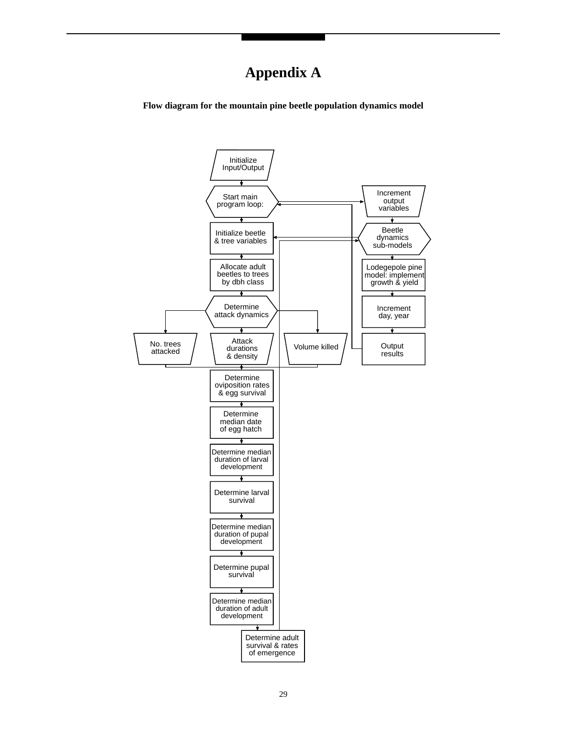# Appendix A

**Flow diagram for the mountain pine beetle population dynamics model**

Initialize Input/Output

Start main program loop:

Initialize beetle & tree variables

Allocate adult beetles to trees by dbh class

Determine attack dynamics

No. trees attacked

Attack durations & density

Volume killed

Determine oviposition rates & egg survival

Determine median date of egg hatch

Determine median duration of larval development

Determine larval survival

Determine median duration of pupal development

Determine pupal survival

Determine median duration of adult development

Determine adult survival & rates of emergence

Increment output variables

Beetle dynamics sub-models

Lodegepole pine model: implement growth & yield

Increment day, year

Output results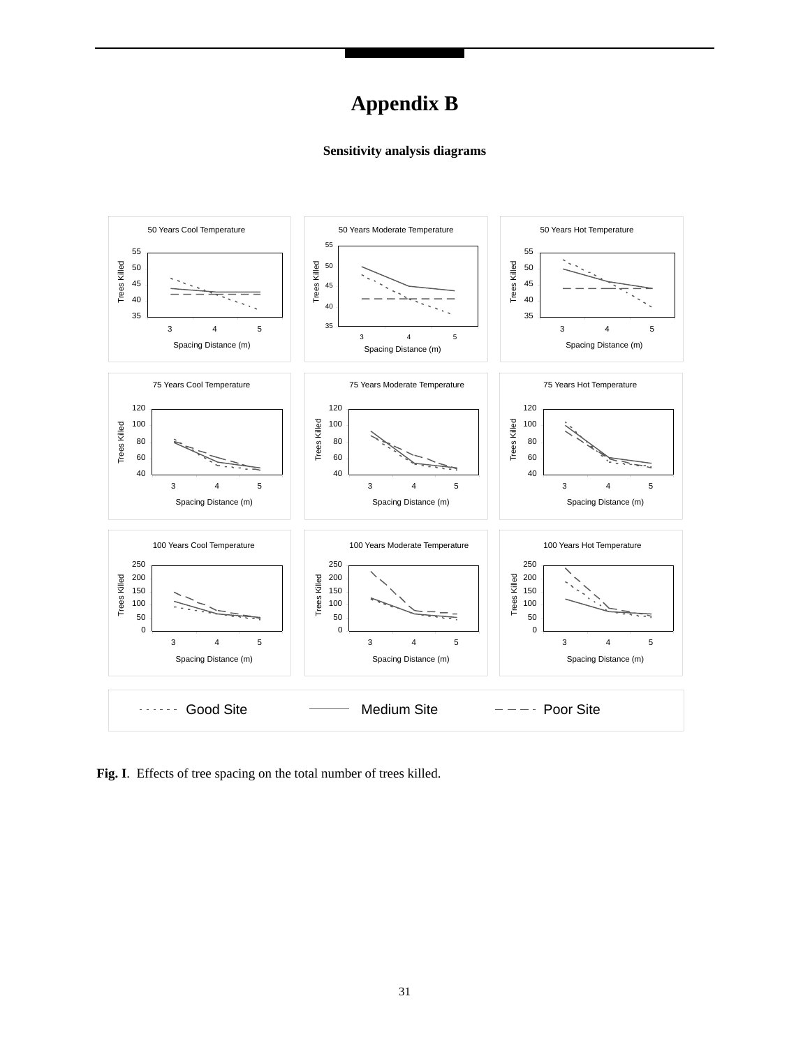# Appendix B

**Sensitivity analysis diagrams**

**Fig. I**. Effects of tree spacing on the total number of trees killed.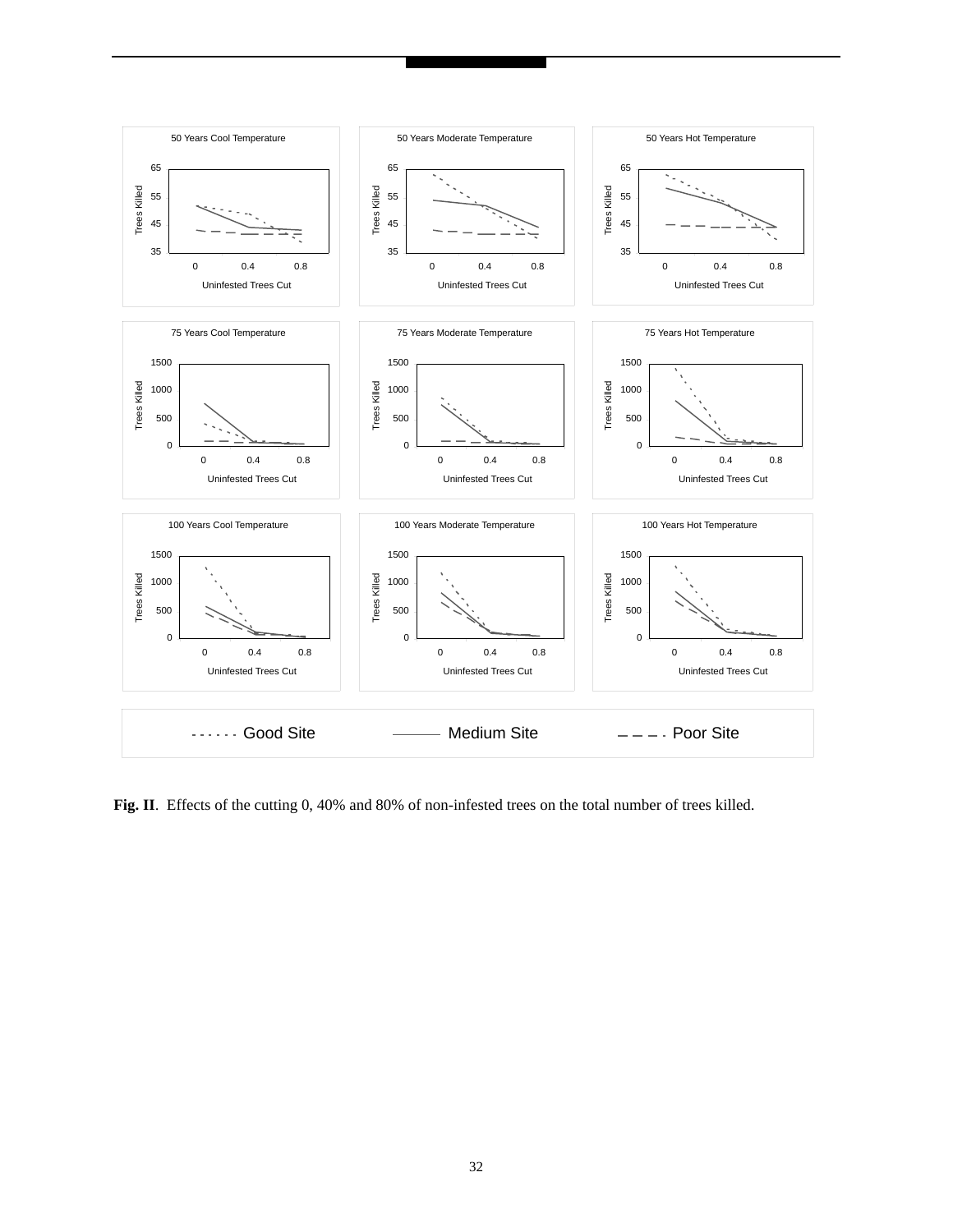**Fig. II**. Effects of the cutting 0, 40% and 80% of non-infested trees on the total number of trees killed.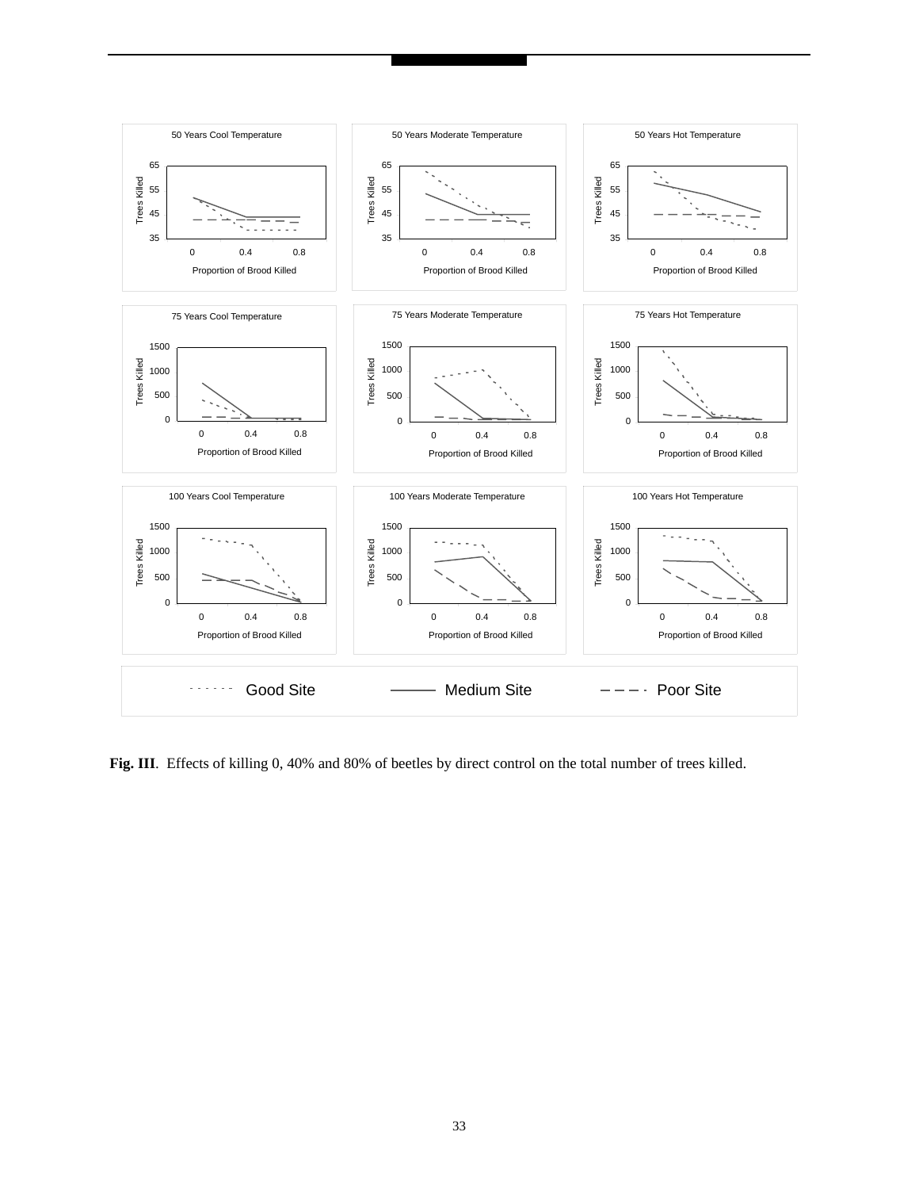**Fig. III**. Effects of killing 0, 40% and 80% of beetles by direct control on the total number of trees killed.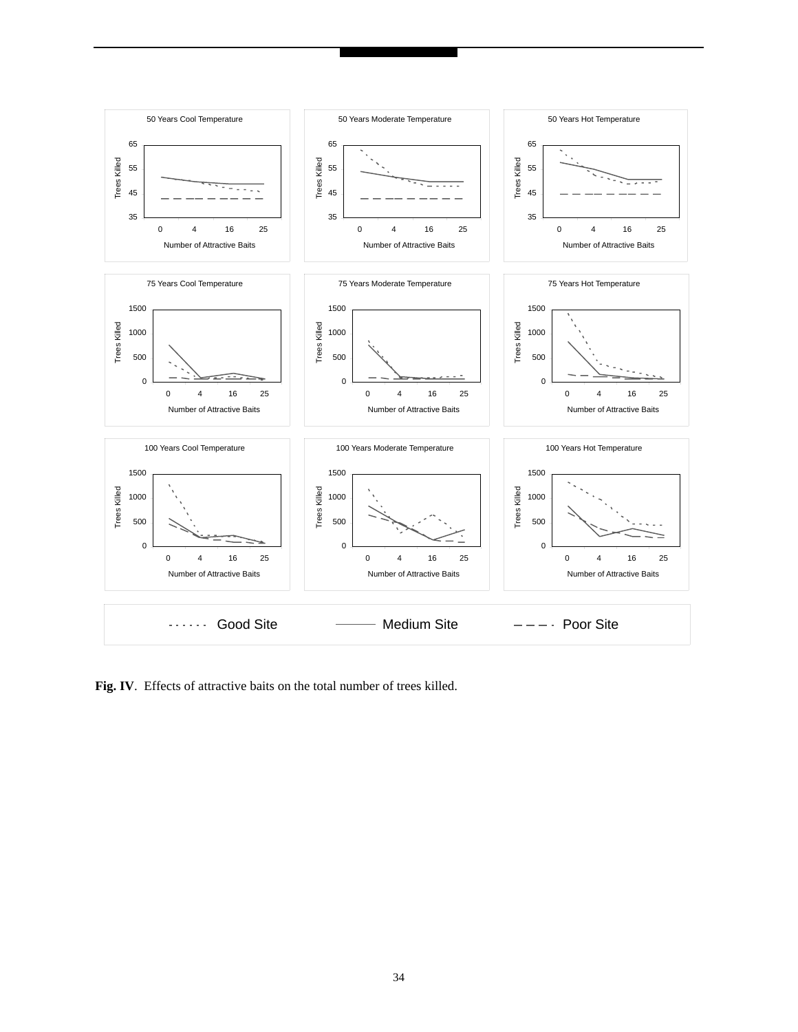**Fig. IV**. Effects of attractive baits on the total number of trees killed.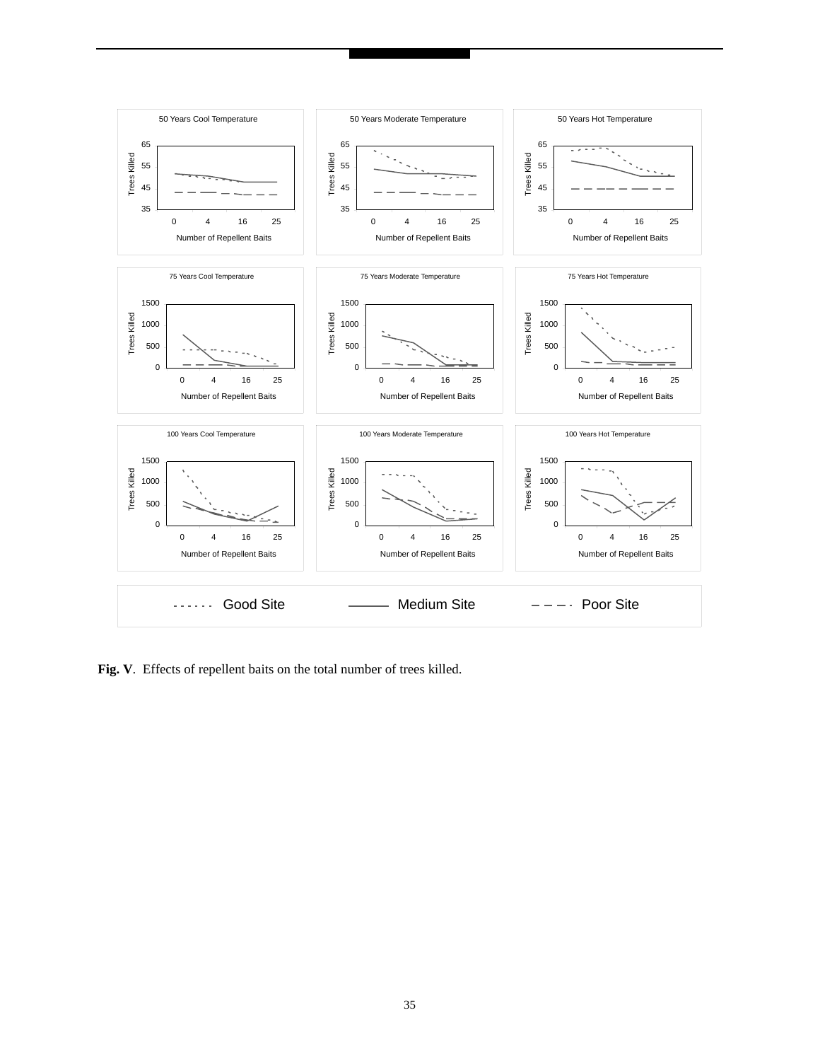50 Years Cool Temperature

Trees Killed

65
55
45
35

0 4 16 25

Number of Repellent Baits

50 Years Moderate Temperature

Trees Killed

65
55
45
35

0 4 16 25

Number of Repellent Baits

50 Years Hot Temperature

Trees Killed

65
55
45
35

0 4 16 25

Number of Repellent Baits

75 Years Cool Temperature

Trees Killed

1500
1000
500
0

0 4 16 25

Number of Repellent Baits

75 Years Moderate Temperature

Trees Killed

1500
1000
500
0

0 4 16 25

Number of Repellent Baits

75 Years Hot Temperature

Trees Killed

1500
1000
500
0

0 4 16 25

Number of Repellent Baits

100 Years Cool Temperature

Trees Killed

1500
1000
500
0

0 4 16 25

Number of Repellent Baits

100 Years Moderate Temperature

Trees Killed

1500
1000
500
0

0 4 16 25

Number of Repellent Baits

100 Years Hot Temperature

Trees Killed

1500
1000
500
0

0 4 16 25

Number of Repellent Baits

Good Site
Medium Site
Poor Site

**Fig. V**. Effects of repellent baits on the total number of trees killed.